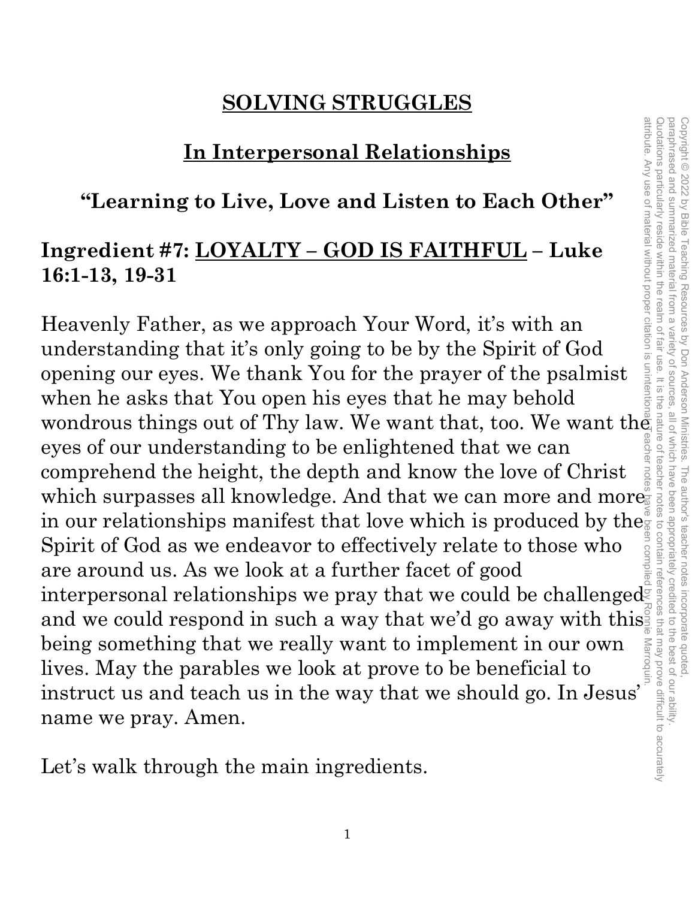# SOLVING STRUGGLES

## In Interpersonal Relationships

### "Learning to Live, Love and Listen to Each Other"

### Ingredient #7: LOYALTY – GOD IS FAITHFUL – Luke 16:1-13, 19-31

Heavenly Father, as we approach Your Word, it's with an understanding that it's only going to be by the Spirit of God opening our eyes. We thank You for the prayer of the psalmist when he asks that You open his eyes that he may behold wondrous things out of Thy law. We want that, too. We want the eyes of our understanding to be enlightened that we can comprehend the height, the depth and know the love of Christ which surpasses all knowledge. And that we can more and more in our relationships manifest that love which is produced by the Spirit of God as we endeavor to effectively relate to those who are around us. As we look at a further facet of good interpersonal relationships we pray that we could be challenged and we could respond in such a way that we'd go away with this being something that we really want to implement in our own lives. May the parables we look at prove to be beneficial to instruct us and teach us in the way that we should go. In Jesus' name we pray. Amen.

Let's walk through the main ingredients.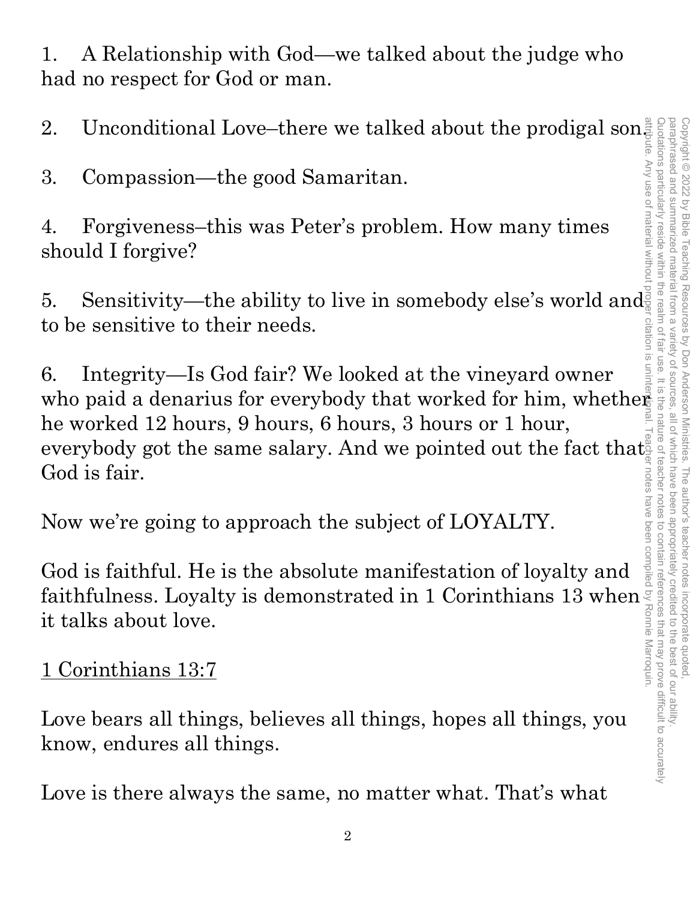1. A Relationship with God—we talked about the judge who had no respect for God or man.

2. Unconditional Love–there we talked about the prodigal son.

3. Compassion—the good Samaritan.

4. Forgiveness–this was Peter's problem. How many times should I forgive?

5. Sensitivity—the ability to live in somebody else's world and to be sensitive to their needs.

6. Integrity—Is God fair? We looked at the vineyard owner who paid a denarius for everybody that worked for him, whether he worked 12 hours, 9 hours, 6 hours, 3 hours or 1 hour, everybody got the same salary. And we pointed out the fact that God is fair.

Now we're going to approach the subject of LOYALTY.

God is faithful. He is the absolute manifestation of loyalty and faithfulness. Loyalty is demonstrated in 1 Corinthians 13 when it talks about love.

<u>1 Corinthians 13:7</u>

Love bears all things, believes all things, hopes all things, you know, endures all things.

Love is there always the same, no matter what. That's what

Copyright © 2022 by Bible Teaching Resources by Don Anderson Ministries. The author's teacher notes incorporate quoted, paraphrased and summarized material from a variety of sources, all of which have been appropriately credited to the best of our ability. Quotations particularly reside within the realm of fair use. It is the nature of teacher notes to contain references that may prove difficult to accurately attribute. Any use of material without proper citation is unintentional. Teacher notes have been compiled by Ronnie Marroquin.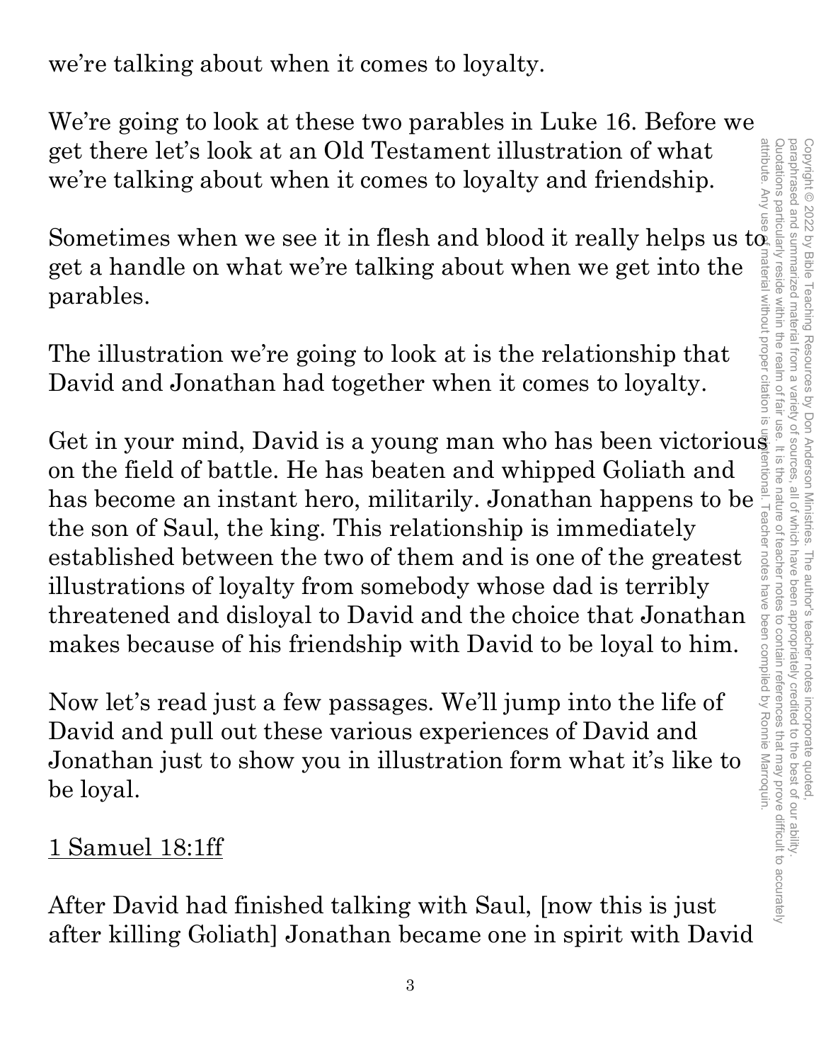we're talking about when it comes to loyalty.

We're going to look at these two parables in Luke 16. Before we get there let's look at an Old Testament illustration of what we're talking about when it comes to loyalty and friendship.

Sometimes when we see it in flesh and blood it really helps us to get a handle on what we're talking about when we get into the parables.

The illustration we're going to look at is the relationship that David and Jonathan had together when it comes to loyalty.

Get in your mind, David is a young man who has been victorious on the field of battle. He has beaten and whipped Goliath and has become an instant hero, militarily. Jonathan happens to be the son of Saul, the king. This relationship is immediately established between the two of them and is one of the greatest illustrations of loyalty from somebody whose dad is terribly threatened and disloyal to David and the choice that Jonathan makes because of his friendship with David to be loyal to him.

Now let's read just a few passages. We'll jump into the life of David and pull out these various experiences of David and Jonathan just to show you in illustration form what it's like to be loyal.

<u>1 Samuel 18:1ff</u>

After David had finished talking with Saul, [now this is just after killing Goliath] Jonathan became one in spirit with David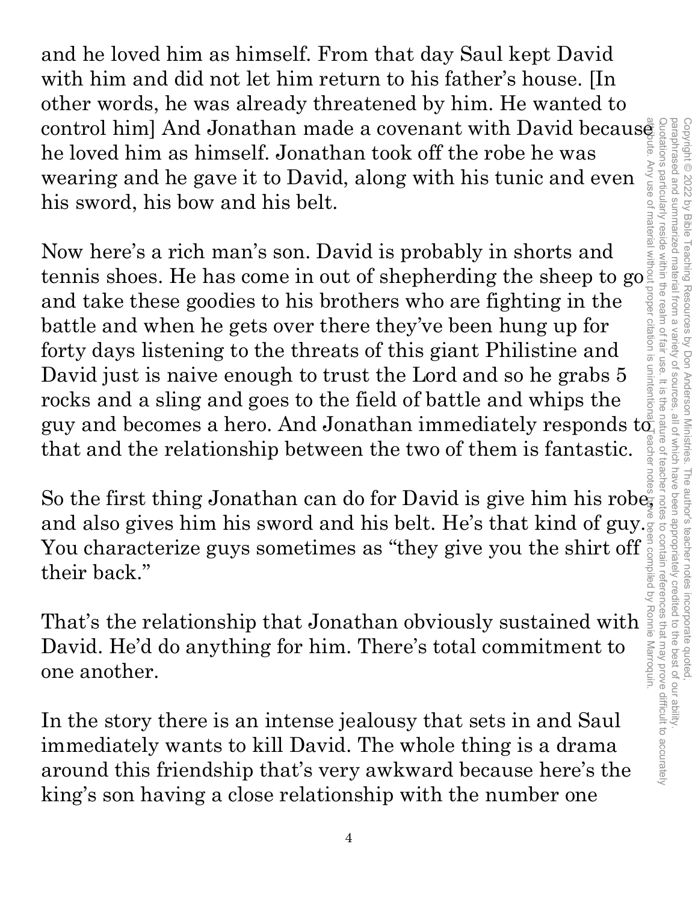and he loved him as himself. From that day Saul kept David with him and did not let him return to his father's house. [In other words, he was already threatened by him. He wanted to control him] And Jonathan made a covenant with David because he loved him as himself. Jonathan took off the robe he was wearing and he gave it to David, along with his tunic and even his sword, his bow and his belt.

Now here's a rich man's son. David is probably in shorts and tennis shoes. He has come in out of shepherding the sheep to go and take these goodies to his brothers who are fighting in the battle and when he gets over there they've been hung up for forty days listening to the threats of this giant Philistine and David just is naive enough to trust the Lord and so he grabs 5 rocks and a sling and goes to the field of battle and whips the guy and becomes a hero. And Jonathan immediately responds to that and the relationship between the two of them is fantastic.

So the first thing Jonathan can do for David is give him his robe, and also gives him his sword and his belt. He's that kind of guy. You characterize guys sometimes as "they give you the shirt off their back."

That's the relationship that Jonathan obviously sustained with David. He'd do anything for him. There's total commitment to one another.

In the story there is an intense jealousy that sets in and Saul immediately wants to kill David. The whole thing is a drama around this friendship that's very awkward because here's the king's son having a close relationship with the number one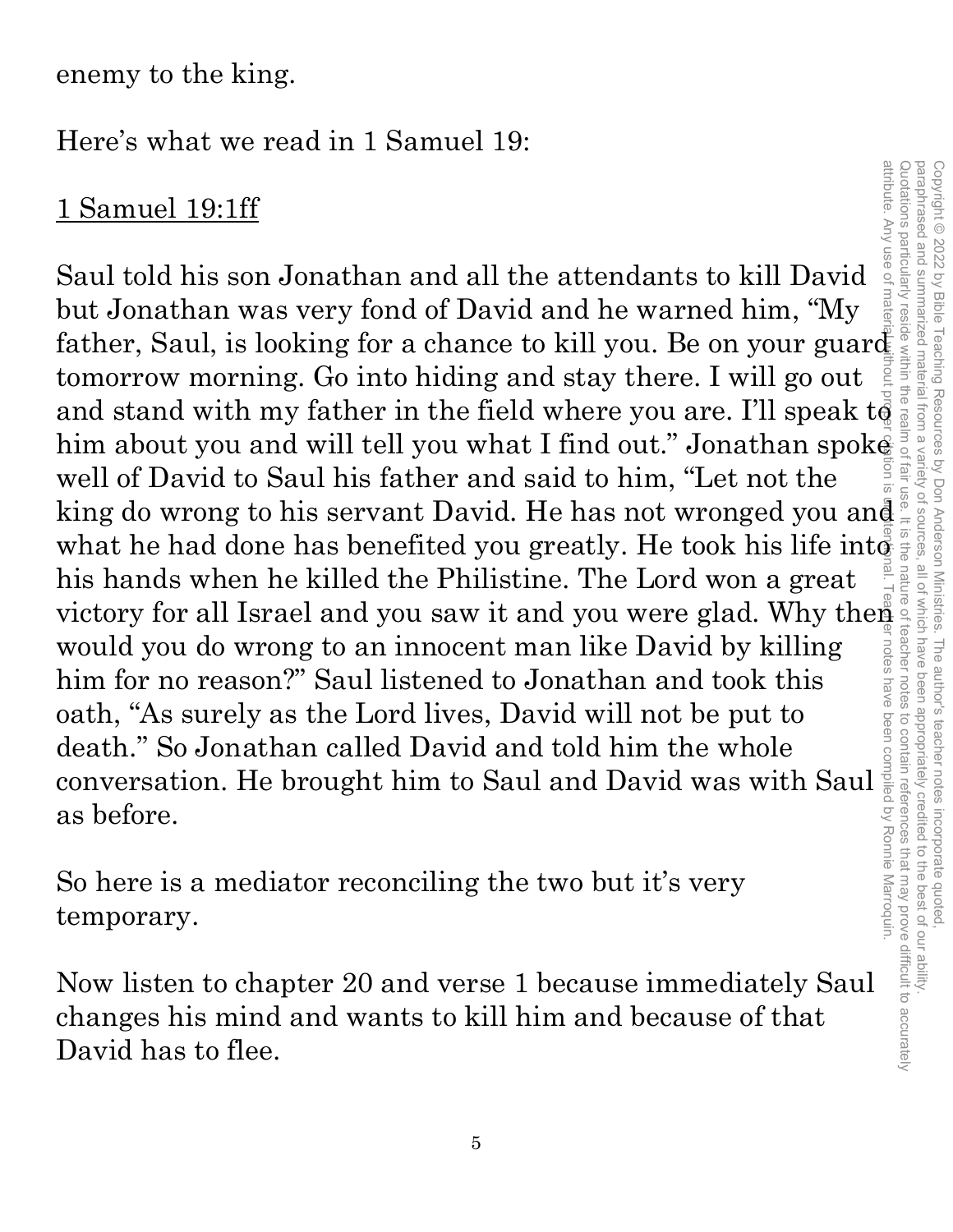enemy to the king.

Here's what we read in 1 Samuel 19:

<u>1 Samuel 19:1ff</u>

Saul told his son Jonathan and all the attendants to kill David but Jonathan was very fond of David and he warned him, "My father, Saul, is looking for a chance to kill you. Be on your guard tomorrow morning. Go into hiding and stay there. I will go out and stand with my father in the field where you are. I'll speak to him about you and will tell you what I find out." Jonathan spoke well of David to Saul his father and said to him, "Let not the king do wrong to his servant David. He has not wronged you and what he had done has benefited you greatly. He took his life into his hands when he killed the Philistine. The Lord won a great victory for all Israel and you saw it and you were glad. Why then would you do wrong to an innocent man like David by killing him for no reason?" Saul listened to Jonathan and took this oath, "As surely as the Lord lives, David will not be put to death." So Jonathan called David and told him the whole conversation. He brought him to Saul and David was with Saul as before.

So here is a mediator reconciling the two but it's very temporary.

Now listen to chapter 20 and verse 1 because immediately Saul changes his mind and wants to kill him and because of that David has to flee.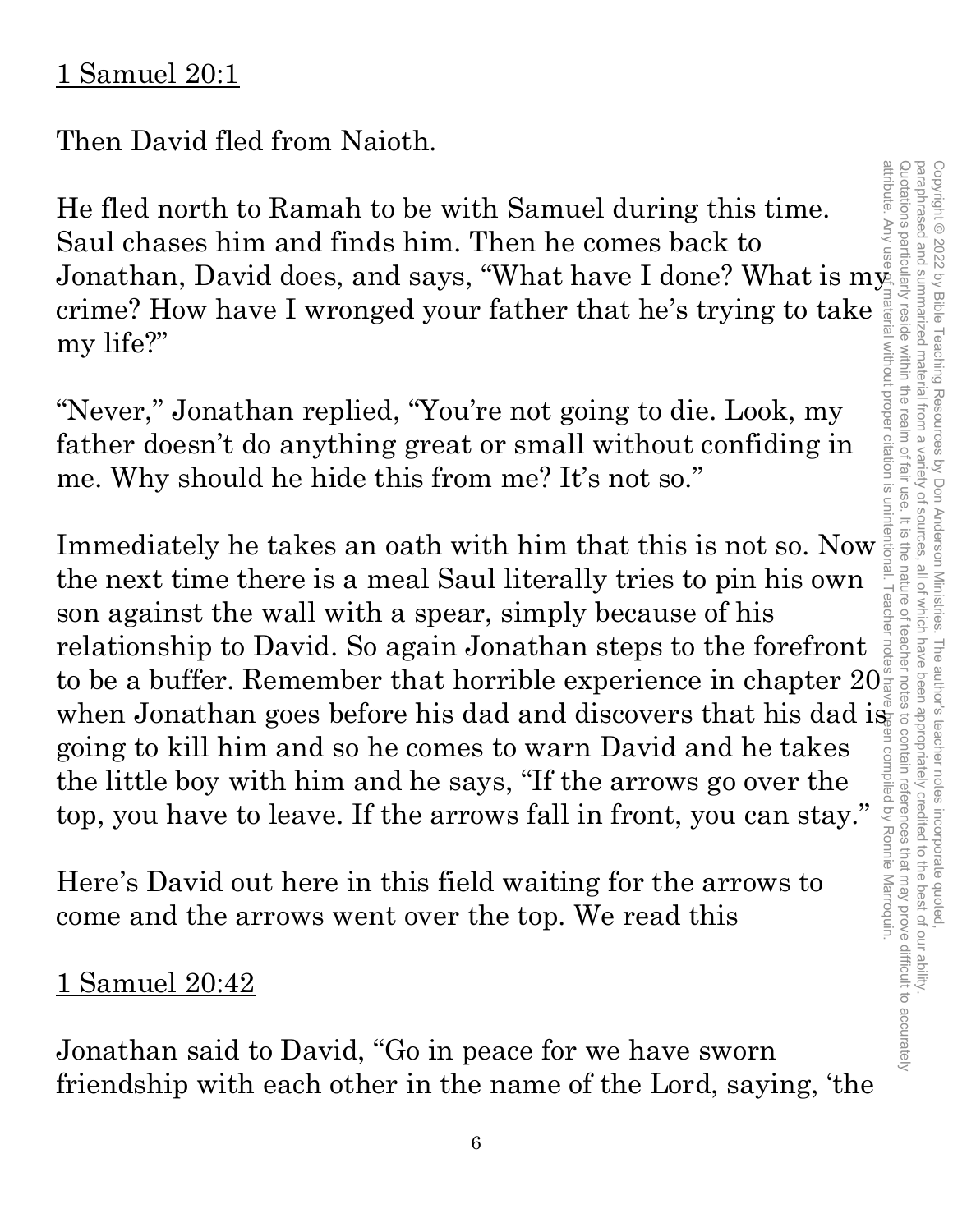<u>1 Samuel 20:1</u>

Then David fled from Naioth.

He fled north to Ramah to be with Samuel during this time. Saul chases him and finds him. Then he comes back to Jonathan, David does, and says, "What have I done? What is my crime? How have I wronged your father that he's trying to take my life?"

"Never," Jonathan replied, "You're not going to die. Look, my father doesn't do anything great or small without confiding in me. Why should he hide this from me? It's not so."

Immediately he takes an oath with him that this is not so. Now the next time there is a meal Saul literally tries to pin his own son against the wall with a spear, simply because of his relationship to David. So again Jonathan steps to the forefront to be a buffer. Remember that horrible experience in chapter 20 when Jonathan goes before his dad and discovers that his dad is going to kill him and so he comes to warn David and he takes the little boy with him and he says, "If the arrows go over the top, you have to leave. If the arrows fall in front, you can stay."

Here's David out here in this field waiting for the arrows to come and the arrows went over the top. We read this

<u>1 Samuel 20:42</u>

Jonathan said to David, "Go in peace for we have sworn friendship with each other in the name of the Lord, saying, 'the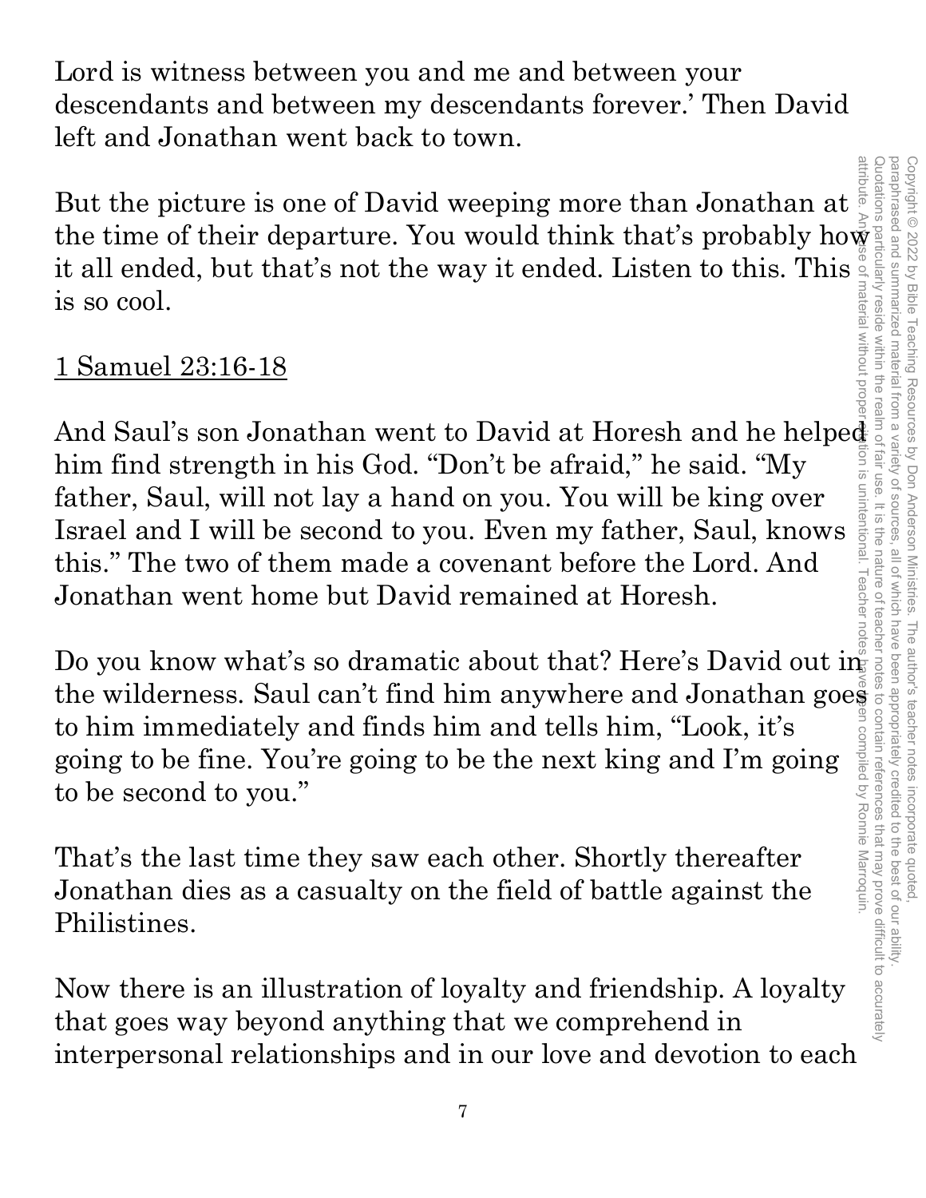Lord is witness between you and me and between your descendants and between my descendants forever.' Then David left and Jonathan went back to town.

But the picture is one of David weeping more than Jonathan at the time of their departure. You would think that's probably how it all ended, but that's not the way it ended. Listen to this. This is so cool.

<u>1 Samuel 23:16-18</u>

And Saul's son Jonathan went to David at Horesh and he helped him find strength in his God. "Don't be afraid," he said. "My father, Saul, will not lay a hand on you. You will be king over Israel and I will be second to you. Even my father, Saul, knows this." The two of them made a covenant before the Lord. And Jonathan went home but David remained at Horesh.

Do you know what's so dramatic about that? Here's David out in the wilderness. Saul can't find him anywhere and Jonathan goes to him immediately and finds him and tells him, "Look, it's going to be fine. You're going to be the next king and I'm going to be second to you."

That's the last time they saw each other. Shortly thereafter Jonathan dies as a casualty on the field of battle against the Philistines.

Now there is an illustration of loyalty and friendship. A loyalty that goes way beyond anything that we comprehend in interpersonal relationships and in our love and devotion to each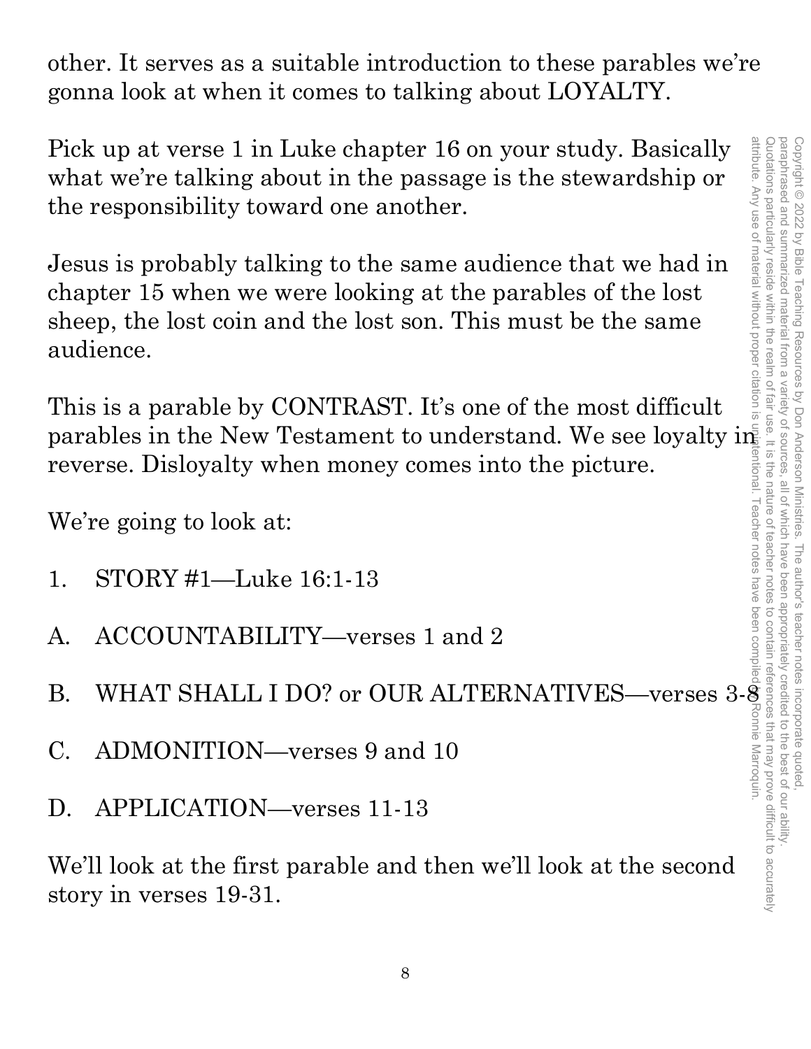other. It serves as a suitable introduction to these parables we're gonna look at when it comes to talking about LOYALTY.

Pick up at verse 1 in Luke chapter 16 on your study. Basically what we're talking about in the passage is the stewardship or the responsibility toward one another.

Jesus is probably talking to the same audience that we had in chapter 15 when we were looking at the parables of the lost sheep, the lost coin and the lost son. This must be the same audience.

This is a parable by CONTRAST. It's one of the most difficult parables in the New Testament to understand. We see loyalty in reverse. Disloyalty when money comes into the picture.

We're going to look at:

1. STORY #1—Luke 16:1-13

A. ACCOUNTABILITY—verses 1 and 2

B. WHAT SHALL I DO? or OUR ALTERNATIVES—verses 3-8

C. ADMONITION—verses 9 and 10

D. APPLICATION—verses 11-13

We'll look at the first parable and then we'll look at the second story in verses 19-31.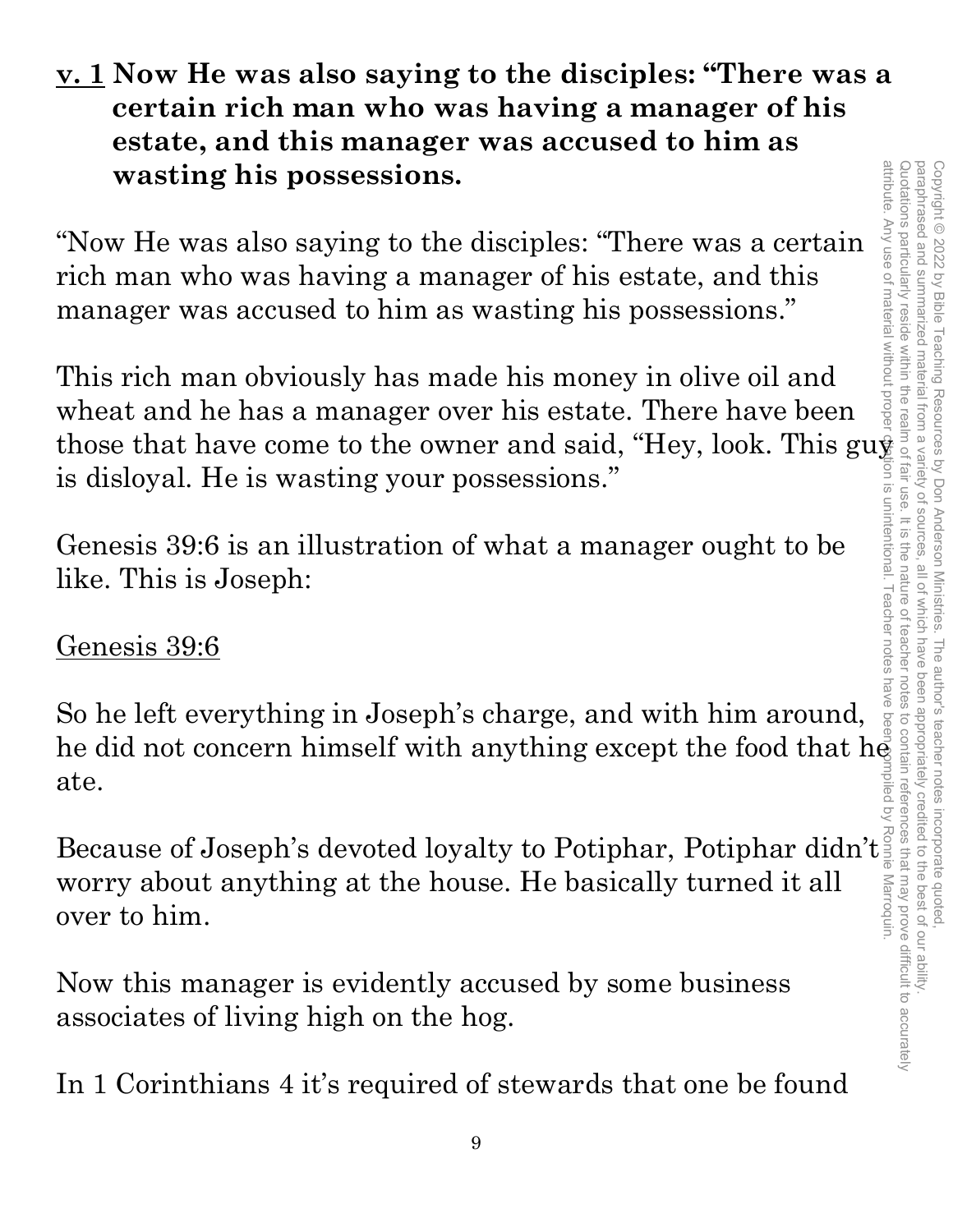**<u>v. 1</u> Now He was also saying to the disciples: "There was a certain rich man who was having a manager of his estate, and this manager was accused to him as wasting his possessions.**

"Now He was also saying to the disciples: "There was a certain rich man who was having a manager of his estate, and this manager was accused to him as wasting his possessions."

This rich man obviously has made his money in olive oil and wheat and he has a manager over his estate. There have been those that have come to the owner and said, "Hey, look. This guy is disloyal. He is wasting your possessions."

Genesis 39:6 is an illustration of what a manager ought to be like. This is Joseph:

<u>Genesis 39:6</u>

So he left everything in Joseph's charge, and with him around, he did not concern himself with anything except the food that he ate.

Because of Joseph's devoted loyalty to Potiphar, Potiphar didn't worry about anything at the house. He basically turned it all over to him.

Now this manager is evidently accused by some business associates of living high on the hog.

In 1 Corinthians 4 it's required of stewards that one be found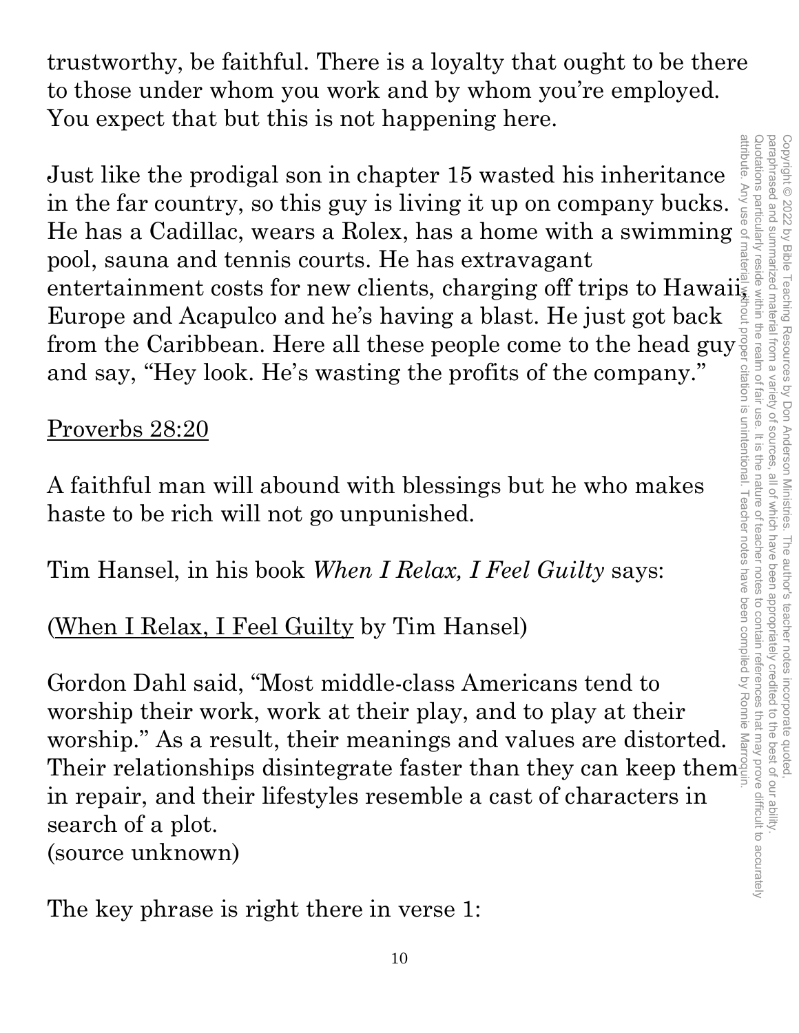trustworthy, be faithful. There is a loyalty that ought to be there to those under whom you work and by whom you're employed. You expect that but this is not happening here.

Just like the prodigal son in chapter 15 wasted his inheritance in the far country, so this guy is living it up on company bucks. He has a Cadillac, wears a Rolex, has a home with a swimming pool, sauna and tennis courts. He has extravagant entertainment costs for new clients, charging off trips to Hawaii, Europe and Acapulco and he's having a blast. He just got back from the Caribbean. Here all these people come to the head guy and say, "Hey look. He's wasting the profits of the company."

Proverbs 28:20

A faithful man will abound with blessings but he who makes haste to be rich will not go unpunished.

Tim Hansel, in his book *When I Relax, I Feel Guilty* says:

(When I Relax, I Feel Guilty by Tim Hansel)

Gordon Dahl said, "Most middle-class Americans tend to worship their work, work at their play, and to play at their worship." As a result, their meanings and values are distorted. Their relationships disintegrate faster than they can keep them in repair, and their lifestyles resemble a cast of characters in search of a plot.
(source unknown)

The key phrase is right there in verse 1: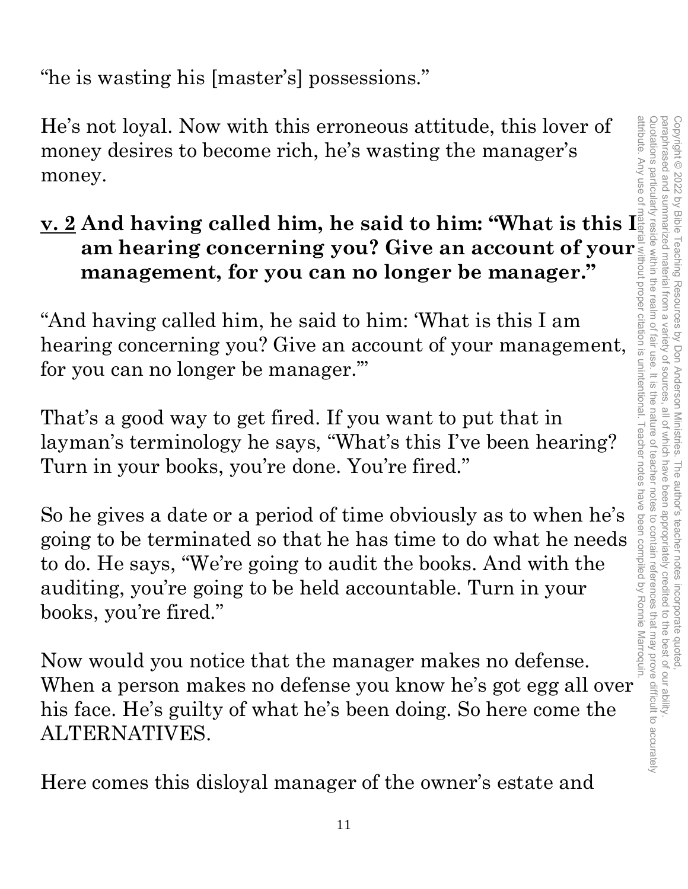"he is wasting his [master's] possessions."

He's not loyal. Now with this erroneous attitude, this lover of money desires to become rich, he's wasting the manager's money.

**<u>v. 2</u> And having called him, he said to him: "What is this I am hearing concerning you? Give an account of your management, for you can no longer be manager."**

"And having called him, he said to him: 'What is this I am hearing concerning you? Give an account of your management, for you can no longer be manager.'"

That's a good way to get fired. If you want to put that in layman's terminology he says, "What's this I've been hearing? Turn in your books, you're done. You're fired."

So he gives a date or a period of time obviously as to when he's going to be terminated so that he has time to do what he needs to do. He says, "We're going to audit the books. And with the auditing, you're going to be held accountable. Turn in your books, you're fired."

Now would you notice that the manager makes no defense. When a person makes no defense you know he's got egg all over his face. He's guilty of what he's been doing. So here come the ALTERNATIVES.

Here comes this disloyal manager of the owner's estate and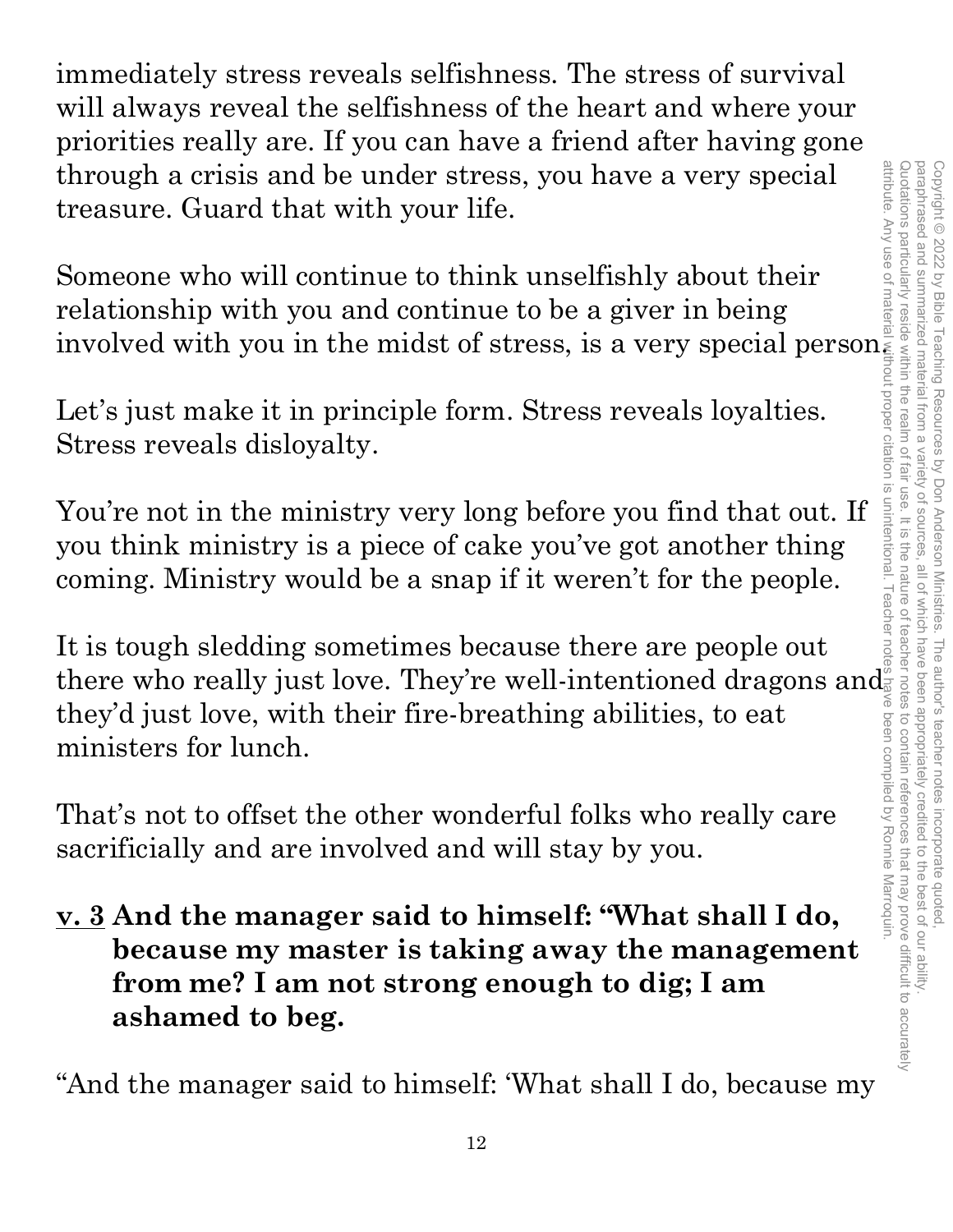immediately stress reveals selfishness. The stress of survival will always reveal the selfishness of the heart and where your priorities really are. If you can have a friend after having gone through a crisis and be under stress, you have a very special treasure. Guard that with your life.

Someone who will continue to think unselfishly about their relationship with you and continue to be a giver in being involved with you in the midst of stress, is a very special person.

Let's just make it in principle form. Stress reveals loyalties. Stress reveals disloyalty.

You're not in the ministry very long before you find that out. If you think ministry is a piece of cake you've got another thing coming. Ministry would be a snap if it weren't for the people.

It is tough sledding sometimes because there are people out there who really just love. They're well-intentioned dragons and they'd just love, with their fire-breathing abilities, to eat ministers for lunch.

That's not to offset the other wonderful folks who really care sacrificially and are involved and will stay by you.

**<u>v. 3</u> And the manager said to himself: "What shall I do, because my master is taking away the management from me? I am not strong enough to dig; I am ashamed to beg.**

"And the manager said to himself: 'What shall I do, because my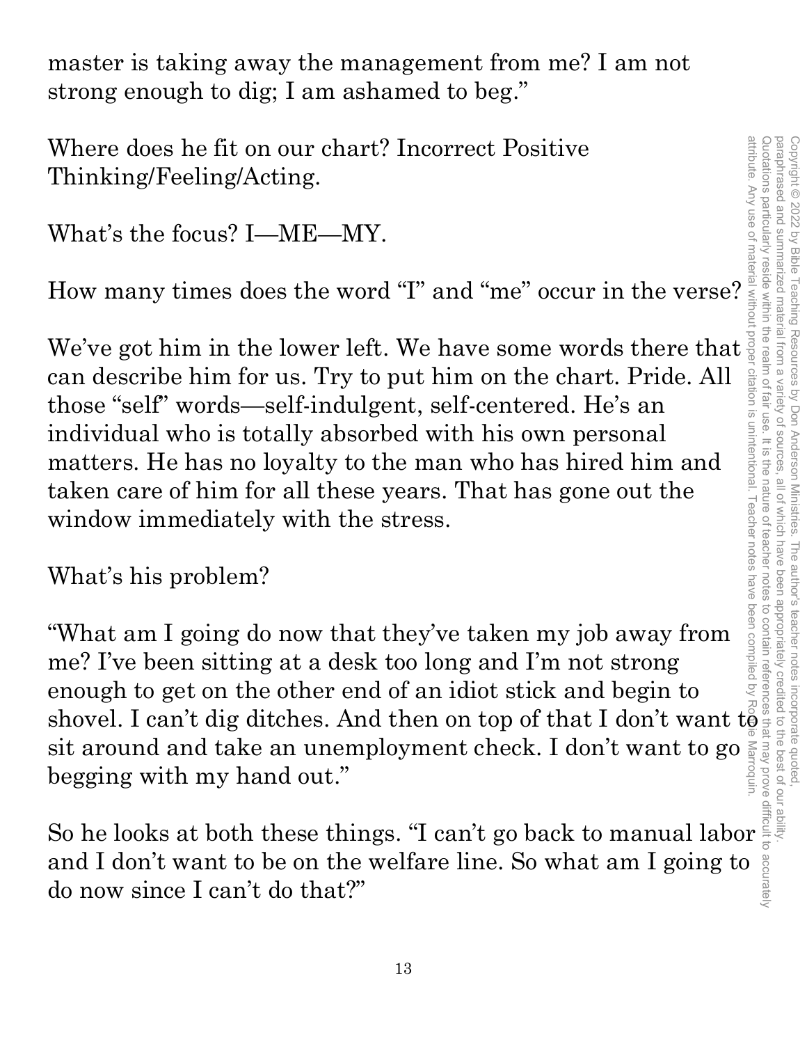master is taking away the management from me? I am not strong enough to dig; I am ashamed to beg."

Where does he fit on our chart? Incorrect Positive Thinking/Feeling/Acting.

What's the focus? I—ME—MY.

How many times does the word "I" and "me" occur in the verse?

We've got him in the lower left. We have some words there that can describe him for us. Try to put him on the chart. Pride. All those "self" words—self-indulgent, self-centered. He's an individual who is totally absorbed with his own personal matters. He has no loyalty to the man who has hired him and taken care of him for all these years. That has gone out the window immediately with the stress.

What's his problem?

"What am I going do now that they've taken my job away from me? I've been sitting at a desk too long and I'm not strong enough to get on the other end of an idiot stick and begin to shovel. I can't dig ditches. And then on top of that I don't want to sit around and take an unemployment check. I don't want to go begging with my hand out."

So he looks at both these things. "I can't go back to manual labor and I don't want to be on the welfare line. So what am I going to do now since I can't do that?"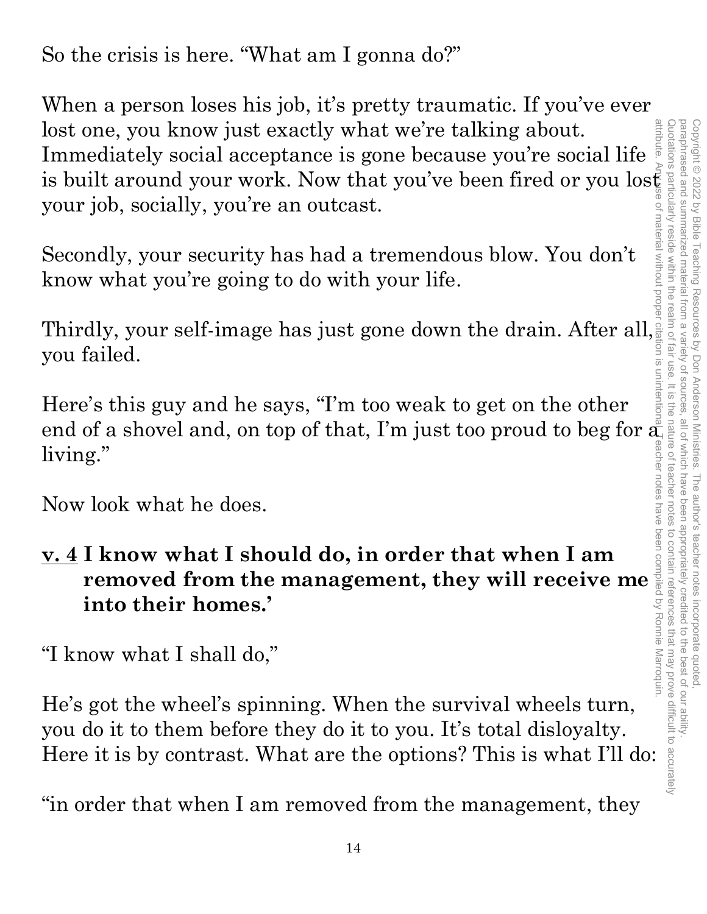So the crisis is here. "What am I gonna do?"

When a person loses his job, it's pretty traumatic. If you've ever lost one, you know just exactly what we're talking about. Immediately social acceptance is gone because you're social life is built around your work. Now that you've been fired or you lost your job, socially, you're an outcast.

Secondly, your security has had a tremendous blow. You don't know what you're going to do with your life.

Thirdly, your self-image has just gone down the drain. After all, you failed.

Here's this guy and he says, "I'm too weak to get on the other end of a shovel and, on top of that, I'm just too proud to beg for a living."

Now look what he does.

**v. 4 I know what I should do, in order that when I am removed from the management, they will receive me into their homes.'**

"I know what I shall do,"

He's got the wheel's spinning. When the survival wheels turn, you do it to them before they do it to you. It's total disloyalty. Here it is by contrast. What are the options? This is what I'll do:

"in order that when I am removed from the management, they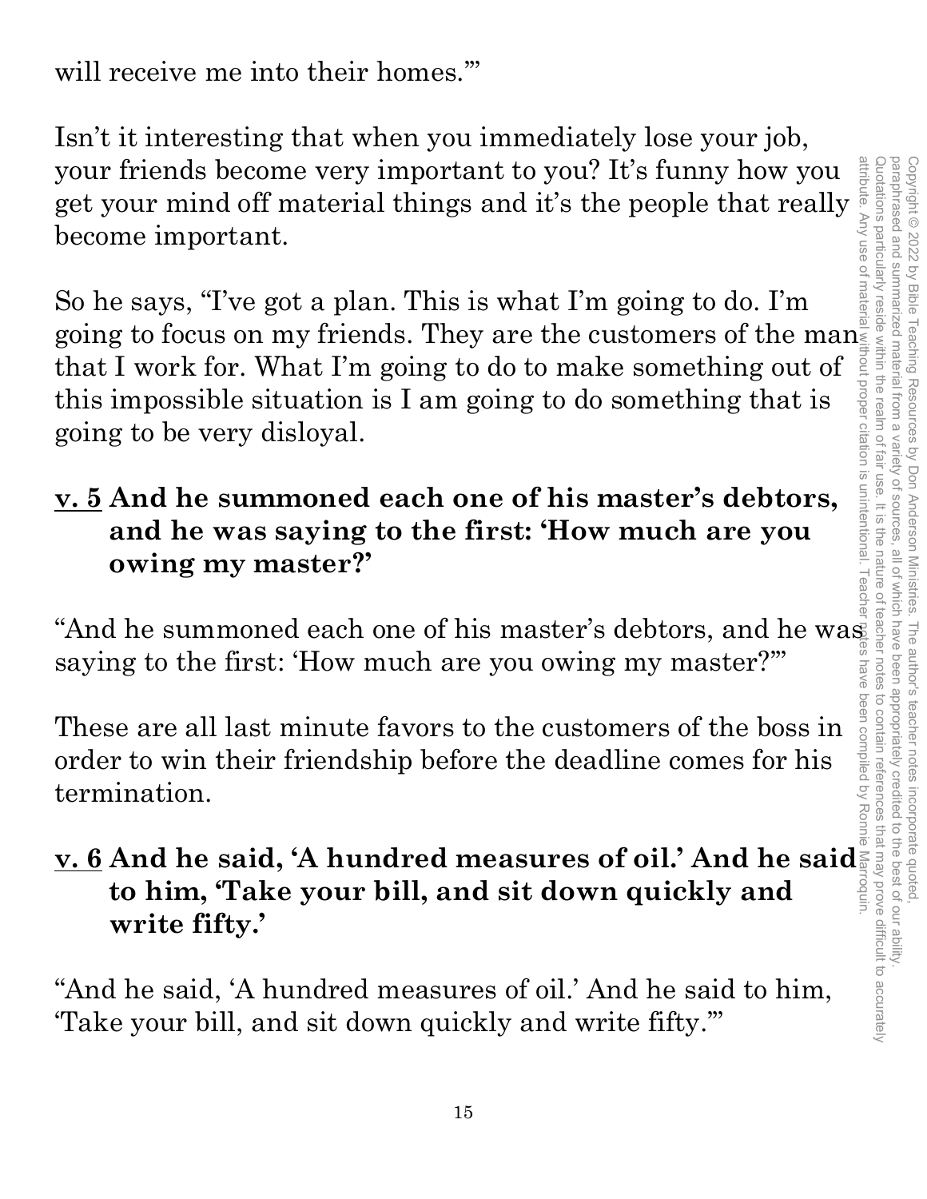will receive me into their homes.'"

Isn't it interesting that when you immediately lose your job, your friends become very important to you? It's funny how you get your mind off material things and it's the people that really become important.

So he says, "I've got a plan. This is what I'm going to do. I'm going to focus on my friends. They are the customers of the man that I work for. What I'm going to do to make something out of this impossible situation is I am going to do something that is going to be very disloyal.

**v. 5 And he summoned each one of his master's debtors, and he was saying to the first: 'How much are you owing my master?'**

"And he summoned each one of his master's debtors, and he was saying to the first: 'How much are you owing my master?'"

These are all last minute favors to the customers of the boss in order to win their friendship before the deadline comes for his termination.

**v. 6 And he said, 'A hundred measures of oil.' And he said to him, 'Take your bill, and sit down quickly and write fifty.'**

"And he said, 'A hundred measures of oil.' And he said to him, 'Take your bill, and sit down quickly and write fifty.'"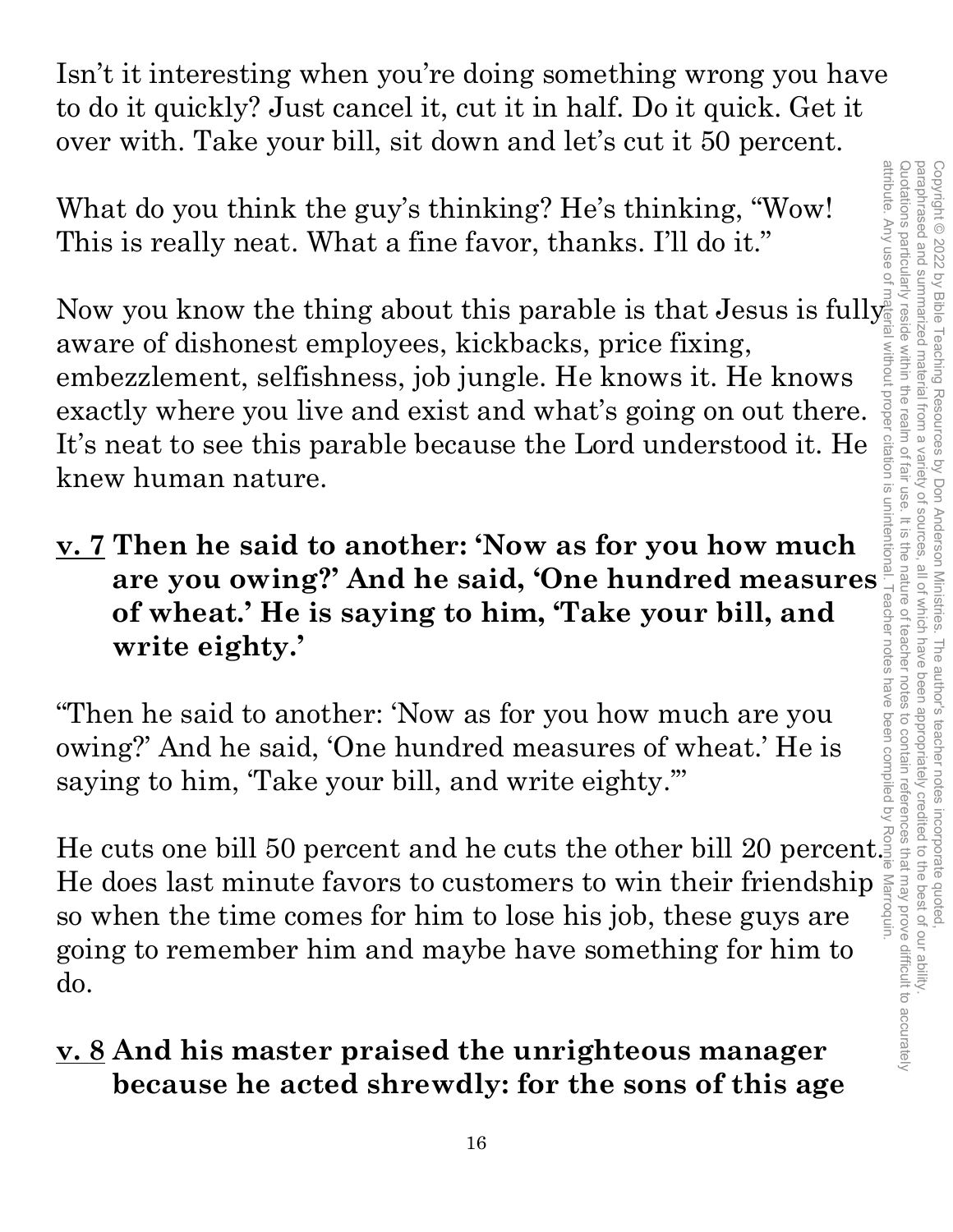Isn't it interesting when you're doing something wrong you have to do it quickly? Just cancel it, cut it in half. Do it quick. Get it over with. Take your bill, sit down and let's cut it 50 percent.

What do you think the guy's thinking? He's thinking, "Wow! This is really neat. What a fine favor, thanks. I'll do it."

Now you know the thing about this parable is that Jesus is fully aware of dishonest employees, kickbacks, price fixing, embezzlement, selfishness, job jungle. He knows it. He knows exactly where you live and exist and what's going on out there. It's neat to see this parable because the Lord understood it. He knew human nature.

**<u>v. 7</u> Then he said to another: 'Now as for you how much are you owing?' And he said, 'One hundred measures of wheat.' He is saying to him, 'Take your bill, and write eighty.'**

"Then he said to another: 'Now as for you how much are you owing?' And he said, 'One hundred measures of wheat.' He is saying to him, 'Take your bill, and write eighty.'"

He cuts one bill 50 percent and he cuts the other bill 20 percent. He does last minute favors to customers to win their friendship so when the time comes for him to lose his job, these guys are going to remember him and maybe have something for him to do.

**<u>v. 8</u> And his master praised the unrighteous manager because he acted shrewdly: for the sons of this age**

Copyright © 2022 by Bible Teaching Resources by Don Anderson Ministries. The author's teacher notes incorporate quoted, paraphrased and summarized material from a variety of sources, all of which have been appropriately credited to the best of our ability. Quotations particularly reside within the realm of fair use. It is the nature of teacher notes to contain references that may prove difficult to accurately attribute. Any use of material without proper citation is unintentional. Teacher notes have been compiled by Ronnie Marroquin.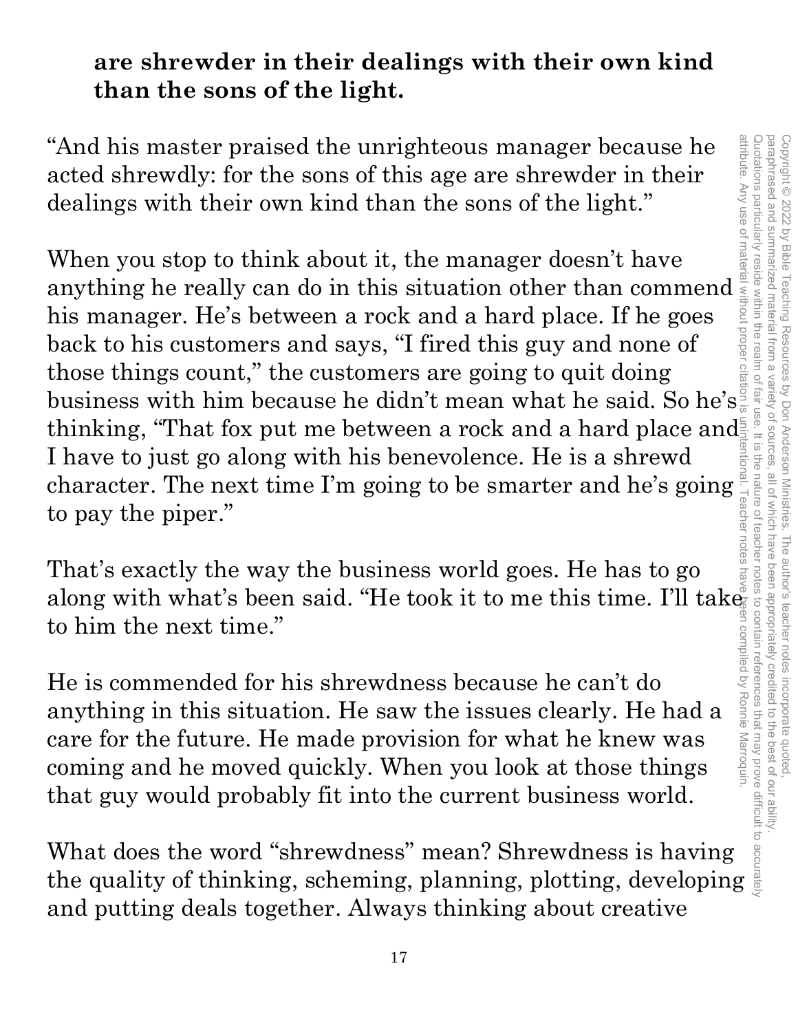**are shrewder in their dealings with their own kind than the sons of the light.**

"And his master praised the unrighteous manager because he acted shrewdly: for the sons of this age are shrewder in their dealings with their own kind than the sons of the light."

When you stop to think about it, the manager doesn't have anything he really can do in this situation other than commend his manager. He's between a rock and a hard place. If he goes back to his customers and says, "I fired this guy and none of those things count," the customers are going to quit doing business with him because he didn't mean what he said. So he's thinking, "That fox put me between a rock and a hard place and I have to just go along with his benevolence. He is a shrewd character. The next time I'm going to be smarter and he's going to pay the piper."

That's exactly the way the business world goes. He has to go along with what's been said. "He took it to me this time. I'll take to him the next time."

He is commended for his shrewdness because he can't do anything in this situation. He saw the issues clearly. He had a care for the future. He made provision for what he knew was coming and he moved quickly. When you look at those things that guy would probably fit into the current business world.

What does the word "shrewdness" mean? Shrewdness is having the quality of thinking, scheming, planning, plotting, developing and putting deals together. Always thinking about creative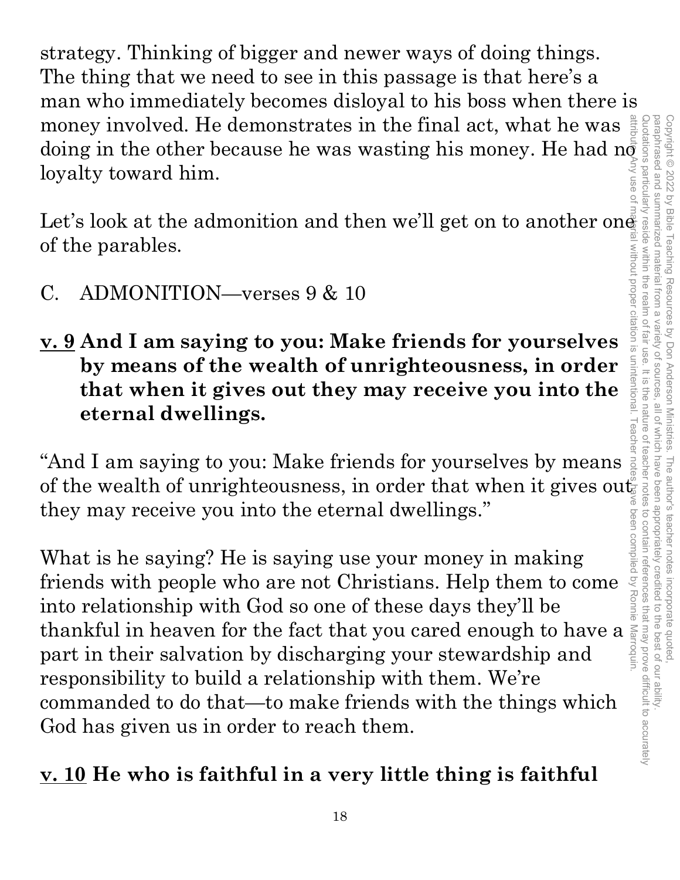strategy. Thinking of bigger and newer ways of doing things. The thing that we need to see in this passage is that here's a man who immediately becomes disloyal to his boss when there is money involved. He demonstrates in the final act, what he was doing in the other because he was wasting his money. He had no loyalty toward him.

Let's look at the admonition and then we'll get on to another one of the parables.

C. ADMONITION—verses 9 & 10

**<u>v. 9</u> And I am saying to you: Make friends for yourselves by means of the wealth of unrighteousness, in order that when it gives out they may receive you into the eternal dwellings.**

"And I am saying to you: Make friends for yourselves by means of the wealth of unrighteousness, in order that when it gives out they may receive you into the eternal dwellings."

What is he saying? He is saying use your money in making friends with people who are not Christians. Help them to come into relationship with God so one of these days they'll be thankful in heaven for the fact that you cared enough to have a part in their salvation by discharging your stewardship and responsibility to build a relationship with them. We're commanded to do that—to make friends with the things which God has given us in order to reach them.

**<u>v. 10</u> He who is faithful in a very little thing is faithful**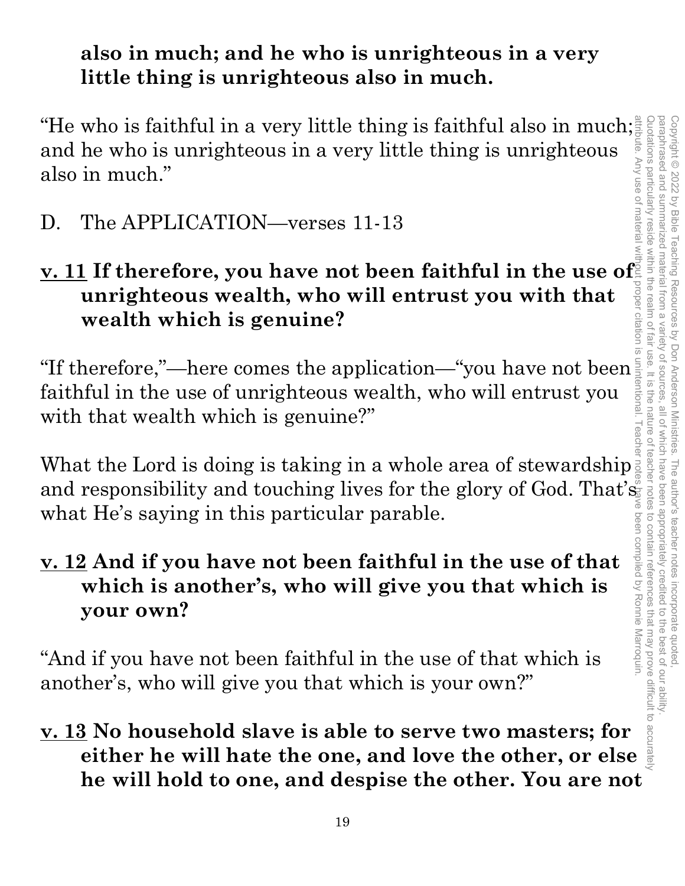**also in much; and he who is unrighteous in a very little thing is unrighteous also in much.**

"He who is faithful in a very little thing is faithful also in much; and he who is unrighteous in a very little thing is unrighteous also in much."

D. The APPLICATION—verses 11-13

**v. 11 If therefore, you have not been faithful in the use of unrighteous wealth, who will entrust you with that wealth which is genuine?**

"If therefore,"—here comes the application—"you have not been faithful in the use of unrighteous wealth, who will entrust you with that wealth which is genuine?"

What the Lord is doing is taking in a whole area of stewardship and responsibility and touching lives for the glory of God. That's what He's saying in this particular parable.

**v. 12 And if you have not been faithful in the use of that which is another's, who will give you that which is your own?**

"And if you have not been faithful in the use of that which is another's, who will give you that which is your own?"

**v. 13 No household slave is able to serve two masters; for either he will hate the one, and love the other, or else he will hold to one, and despise the other. You are not**

Copyright © 2022 by Bible Teaching Resources by Don Anderson Ministries. The author's teacher notes incorporate quoted, paraphrased and summarized material from a variety of sources, all of which have been appropriately credited to the best of our ability. Quotations particularly reside within the realm of fair use. It is the nature of teacher notes to contain references that may prove difficult to accurately attribute. Any use of material without proper citation is unintentional. Teacher notes have been compiled by Ronnie Marroquin.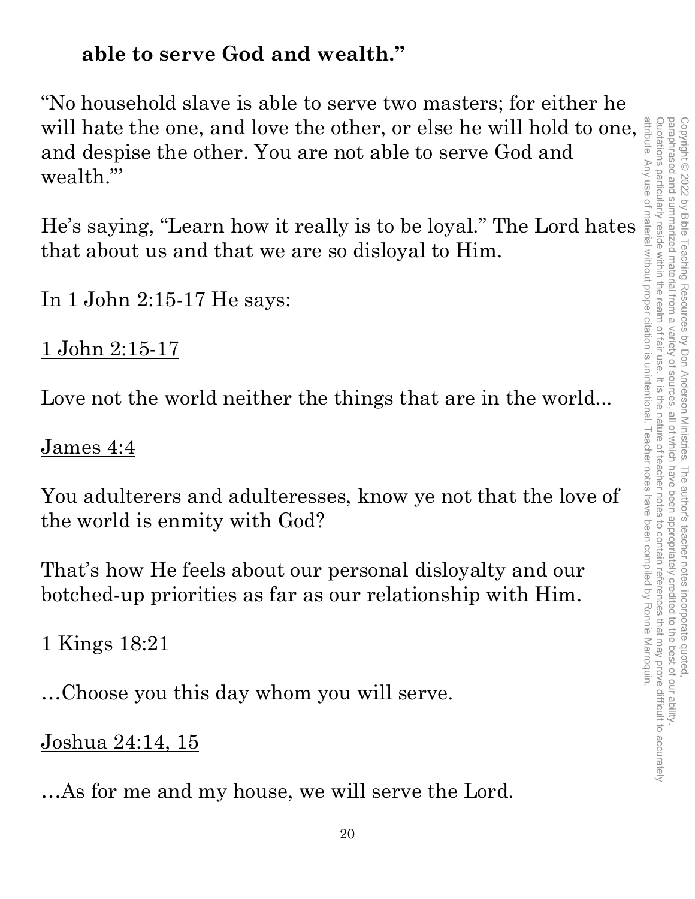**able to serve God and wealth.”**

“No household slave is able to serve two masters; for either he will hate the one, and love the other, or else he will hold to one, and despise the other. You are not able to serve God and wealth.’”

He’s saying, “Learn how it really is to be loyal.” The Lord hates that about us and that we are so disloyal to Him.

In 1 John 2:15-17 He says:

<u>1 John 2:15-17</u>

Love not the world neither the things that are in the world...

<u>James 4:4</u>

You adulterers and adulteresses, know ye not that the love of the world is enmity with God?

That’s how He feels about our personal disloyalty and our botched-up priorities as far as our relationship with Him.

<u>1 Kings 18:21</u>

…Choose you this day whom you will serve.

<u>Joshua 24:14, 15</u>

…As for me and my house, we will serve the Lord.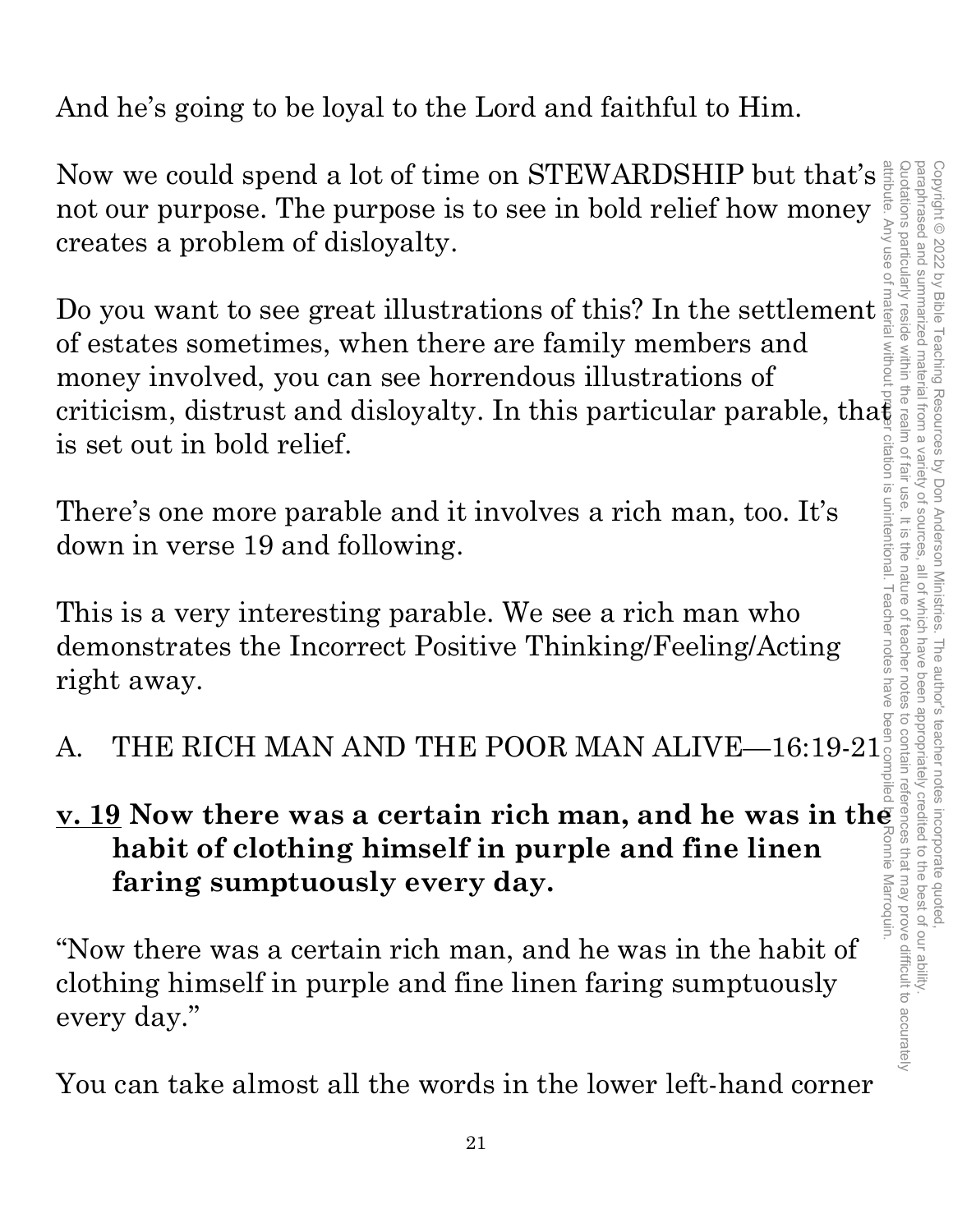And he's going to be loyal to the Lord and faithful to Him.

Now we could spend a lot of time on STEWARDSHIP but that's not our purpose. The purpose is to see in bold relief how money creates a problem of disloyalty.

Do you want to see great illustrations of this? In the settlement of estates sometimes, when there are family members and money involved, you can see horrendous illustrations of criticism, distrust and disloyalty. In this particular parable, that is set out in bold relief.

There's one more parable and it involves a rich man, too. It's down in verse 19 and following.

This is a very interesting parable. We see a rich man who demonstrates the Incorrect Positive Thinking/Feeling/Acting right away.

## A. THE RICH MAN AND THE POOR MAN ALIVE—16:19-21

**<u>v. 19</u> Now there was a certain rich man, and he was in the habit of clothing himself in purple and fine linen faring sumptuously every day.**

"Now there was a certain rich man, and he was in the habit of clothing himself in purple and fine linen faring sumptuously every day."

You can take almost all the words in the lower left-hand corner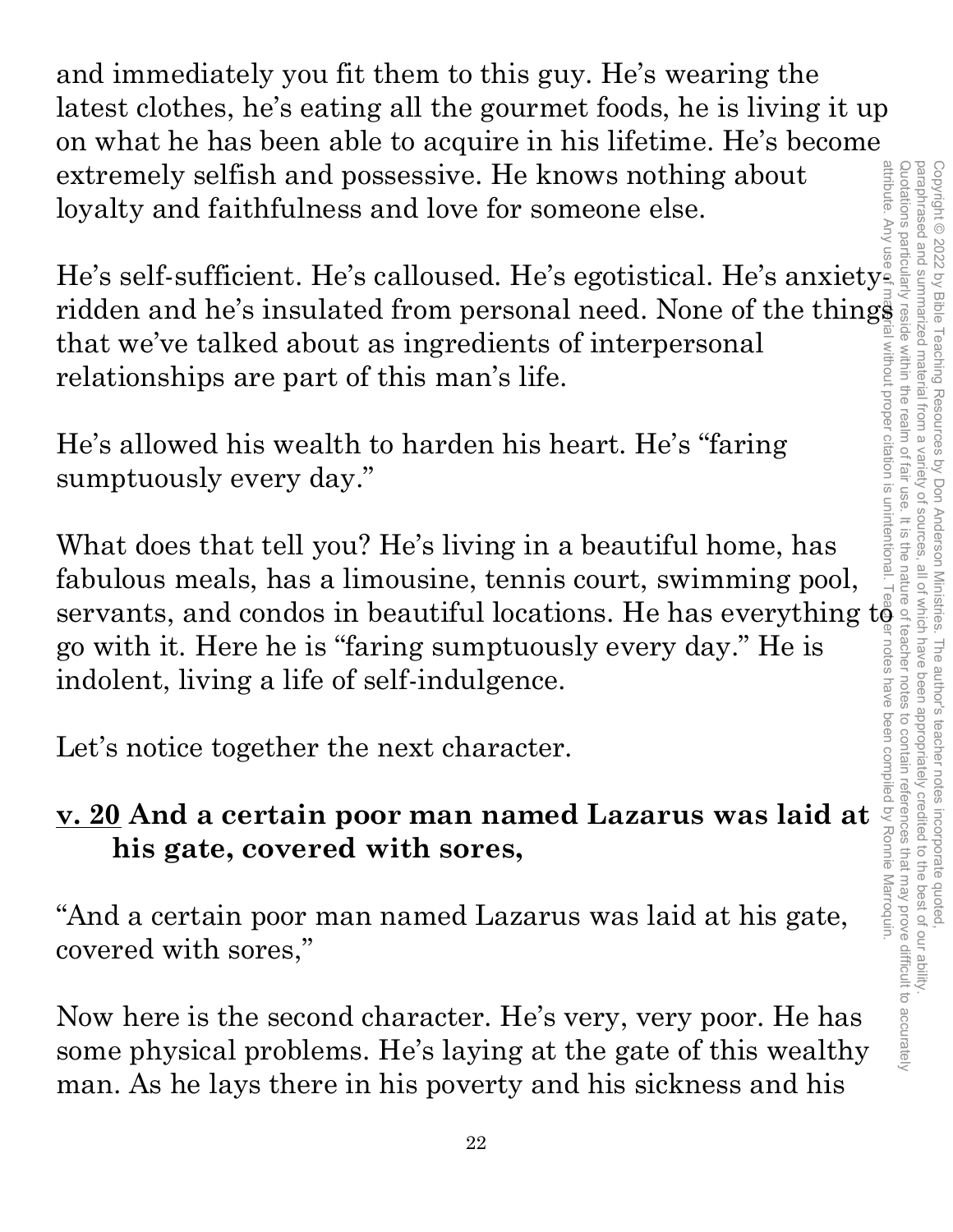and immediately you fit them to this guy. He's wearing the latest clothes, he's eating all the gourmet foods, he is living it up on what he has been able to acquire in his lifetime. He's become extremely selfish and possessive. He knows nothing about loyalty and faithfulness and love for someone else.

He's self-sufficient. He's calloused. He's egotistical. He's anxiety-ridden and he's insulated from personal need. None of the things that we've talked about as ingredients of interpersonal relationships are part of this man's life.

He's allowed his wealth to harden his heart. He's "faring sumptuously every day."

What does that tell you? He's living in a beautiful home, has fabulous meals, has a limousine, tennis court, swimming pool, servants, and condos in beautiful locations. He has everything to go with it. Here he is "faring sumptuously every day." He is indolent, living a life of self-indulgence.

Let's notice together the next character.

**<u>v. 20</u> And a certain poor man named Lazarus was laid at his gate, covered with sores,**

"And a certain poor man named Lazarus was laid at his gate, covered with sores,"

Now here is the second character. He's very, very poor. He has some physical problems. He's laying at the gate of this wealthy man. As he lays there in his poverty and his sickness and his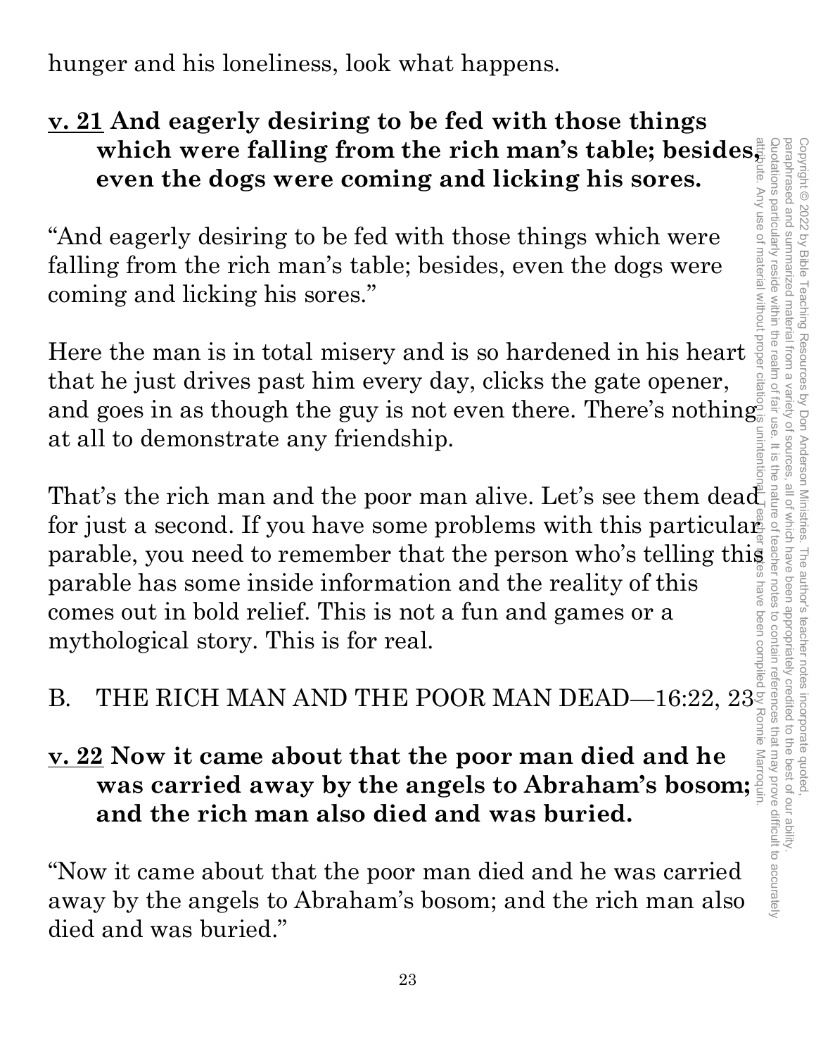hunger and his loneliness, look what happens.

**<u>v. 21</u> And eagerly desiring to be fed with those things which were falling from the rich man's table; besides, even the dogs were coming and licking his sores.**

"And eagerly desiring to be fed with those things which were falling from the rich man's table; besides, even the dogs were coming and licking his sores."

Here the man is in total misery and is so hardened in his heart that he just drives past him every day, clicks the gate opener, and goes in as though the guy is not even there. There's nothing at all to demonstrate any friendship.

That's the rich man and the poor man alive. Let's see them dead for just a second. If you have some problems with this particular parable, you need to remember that the person who's telling this parable has some inside information and the reality of this comes out in bold relief. This is not a fun and games or a mythological story. This is for real.

B. THE RICH MAN AND THE POOR MAN DEAD—16:22, 23

**<u>v. 22</u> Now it came about that the poor man died and he was carried away by the angels to Abraham's bosom; and the rich man also died and was buried.**

"Now it came about that the poor man died and he was carried away by the angels to Abraham's bosom; and the rich man also died and was buried."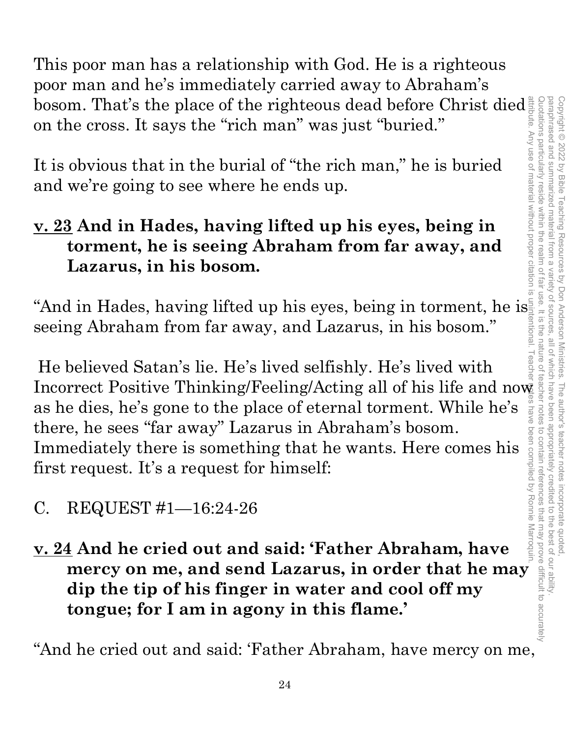This poor man has a relationship with God. He is a righteous poor man and he's immediately carried away to Abraham's bosom. That's the place of the righteous dead before Christ died on the cross. It says the "rich man" was just "buried."

It is obvious that in the burial of "the rich man," he is buried and we're going to see where he ends up.

**<u>v. 23</u> And in Hades, having lifted up his eyes, being in torment, he is seeing Abraham from far away, and Lazarus, in his bosom.**

"And in Hades, having lifted up his eyes, being in torment, he is seeing Abraham from far away, and Lazarus, in his bosom."

He believed Satan's lie. He's lived selfishly. He's lived with Incorrect Positive Thinking/Feeling/Acting all of his life and now as he dies, he's gone to the place of eternal torment. While he's there, he sees "far away" Lazarus in Abraham's bosom. Immediately there is something that he wants. Here comes his first request. It's a request for himself:

C. REQUEST #1—16:24-26

**<u>v. 24</u> And he cried out and said: 'Father Abraham, have mercy on me, and send Lazarus, in order that he may dip the tip of his finger in water and cool off my tongue; for I am in agony in this flame.'**

"And he cried out and said: 'Father Abraham, have mercy on me,

Copyright © 2022 by Bible Teaching Resources by Don Anderson Ministries. The author's teacher notes incorporate quoted, paraphrased and summarized material from a variety of sources, all of which have been appropriately credited to the best of our ability. Quotations particularly reside within the realm of fair use. It is the nature of teacher notes to contain references that may prove difficult to accurately attribute. Any use of material without proper citation is unintentional. Teacher notes have been compiled by Ronnie Marroquin.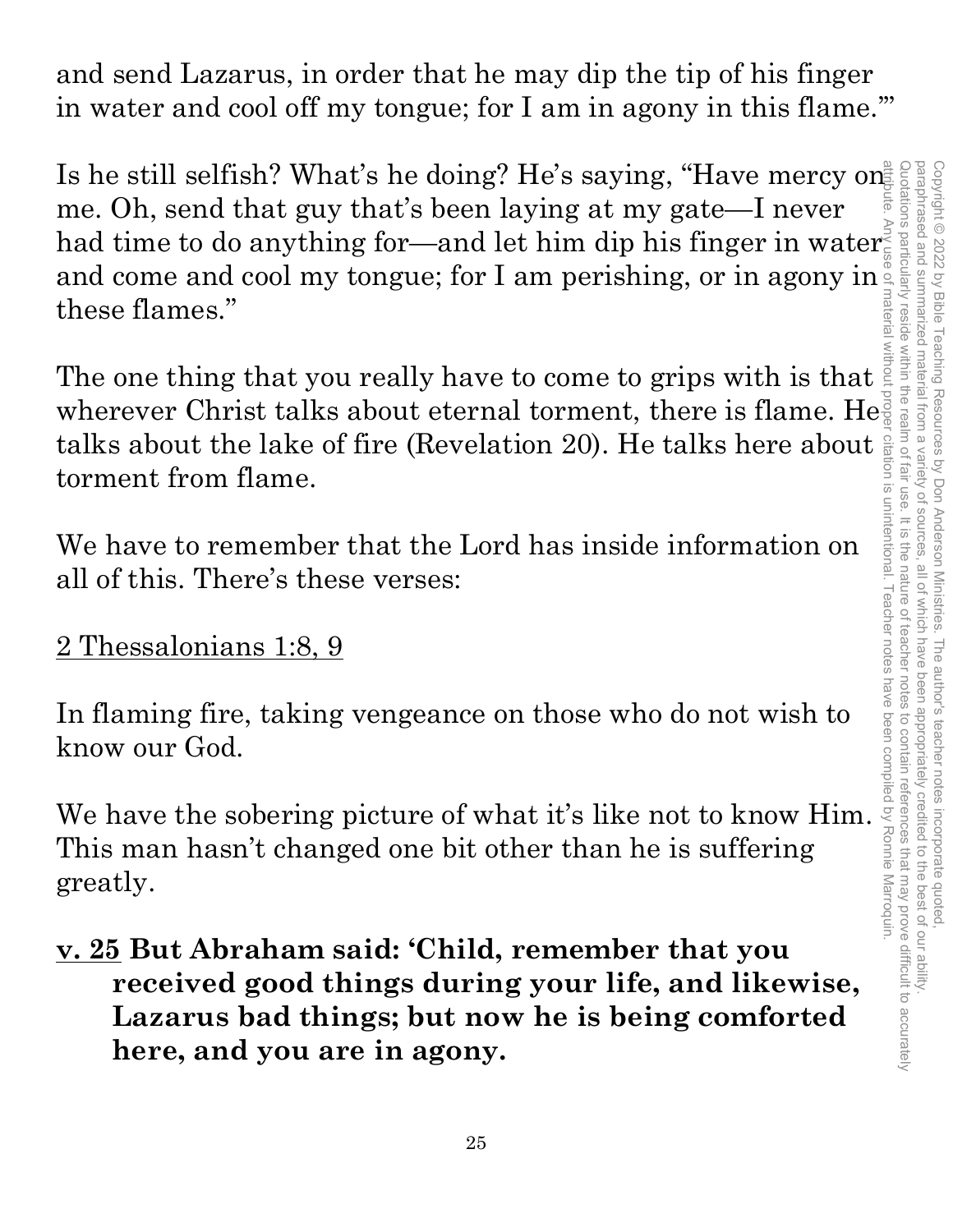and send Lazarus, in order that he may dip the tip of his finger in water and cool off my tongue; for I am in agony in this flame.'"

Is he still selfish? What's he doing? He's saying, "Have mercy on me. Oh, send that guy that's been laying at my gate—I never had time to do anything for—and let him dip his finger in water and come and cool my tongue; for I am perishing, or in agony in these flames."

The one thing that you really have to come to grips with is that wherever Christ talks about eternal torment, there is flame. He talks about the lake of fire (Revelation 20). He talks here about torment from flame.

We have to remember that the Lord has inside information on all of this. There's these verses:

<u>2 Thessalonians 1:8, 9</u>

In flaming fire, taking vengeance on those who do not wish to know our God.

We have the sobering picture of what it's like not to know Him. This man hasn't changed one bit other than he is suffering greatly.

**<u>v. 25</u> But Abraham said: 'Child, remember that you received good things during your life, and likewise, Lazarus bad things; but now he is being comforted here, and you are in agony.**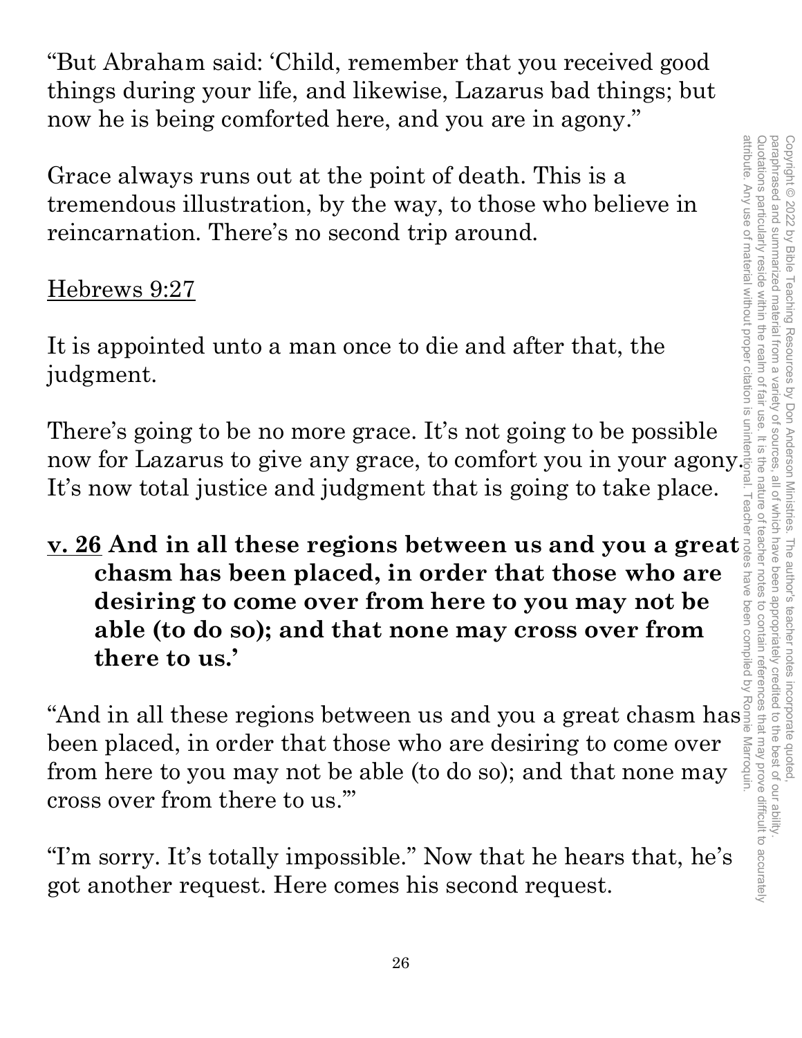"But Abraham said: 'Child, remember that you received good things during your life, and likewise, Lazarus bad things; but now he is being comforted here, and you are in agony."

Grace always runs out at the point of death. This is a tremendous illustration, by the way, to those who believe in reincarnation. There's no second trip around.

<u>Hebrews 9:27</u>

It is appointed unto a man once to die and after that, the judgment.

There's going to be no more grace. It's not going to be possible now for Lazarus to give any grace, to comfort you in your agony. It's now total justice and judgment that is going to take place.

**<u>v. 26</u> And in all these regions between us and you a great chasm has been placed, in order that those who are desiring to come over from here to you may not be able (to do so); and that none may cross over from there to us.'**

"And in all these regions between us and you a great chasm has been placed, in order that those who are desiring to come over from here to you may not be able (to do so); and that none may cross over from there to us.'"

"I'm sorry. It's totally impossible." Now that he hears that, he's got another request. Here comes his second request.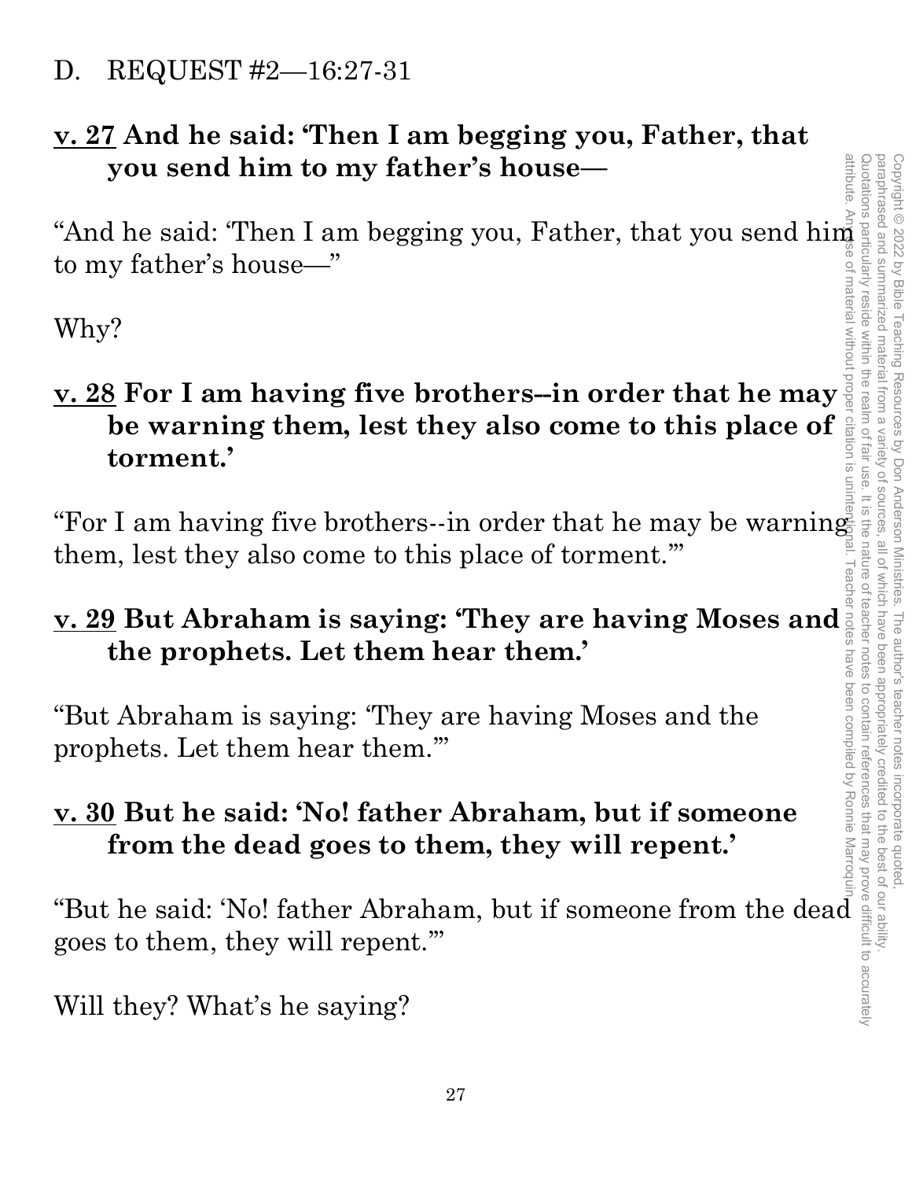D. REQUEST #2—16:27-31

**v. 27 And he said: 'Then I am begging you, Father, that you send him to my father's house—**

"And he said: 'Then I am begging you, Father, that you send him to my father's house—"

Why?

**v. 28 For I am having five brothers--in order that he may be warning them, lest they also come to this place of torment.'**

"For I am having five brothers--in order that he may be warning them, lest they also come to this place of torment.'"

**v. 29 But Abraham is saying: 'They are having Moses and the prophets. Let them hear them.'**

"But Abraham is saying: 'They are having Moses and the prophets. Let them hear them.'"

**v. 30 But he said: 'No! father Abraham, but if someone from the dead goes to them, they will repent.'**

"But he said: 'No! father Abraham, but if someone from the dead goes to them, they will repent.'"

Will they? What's he saying?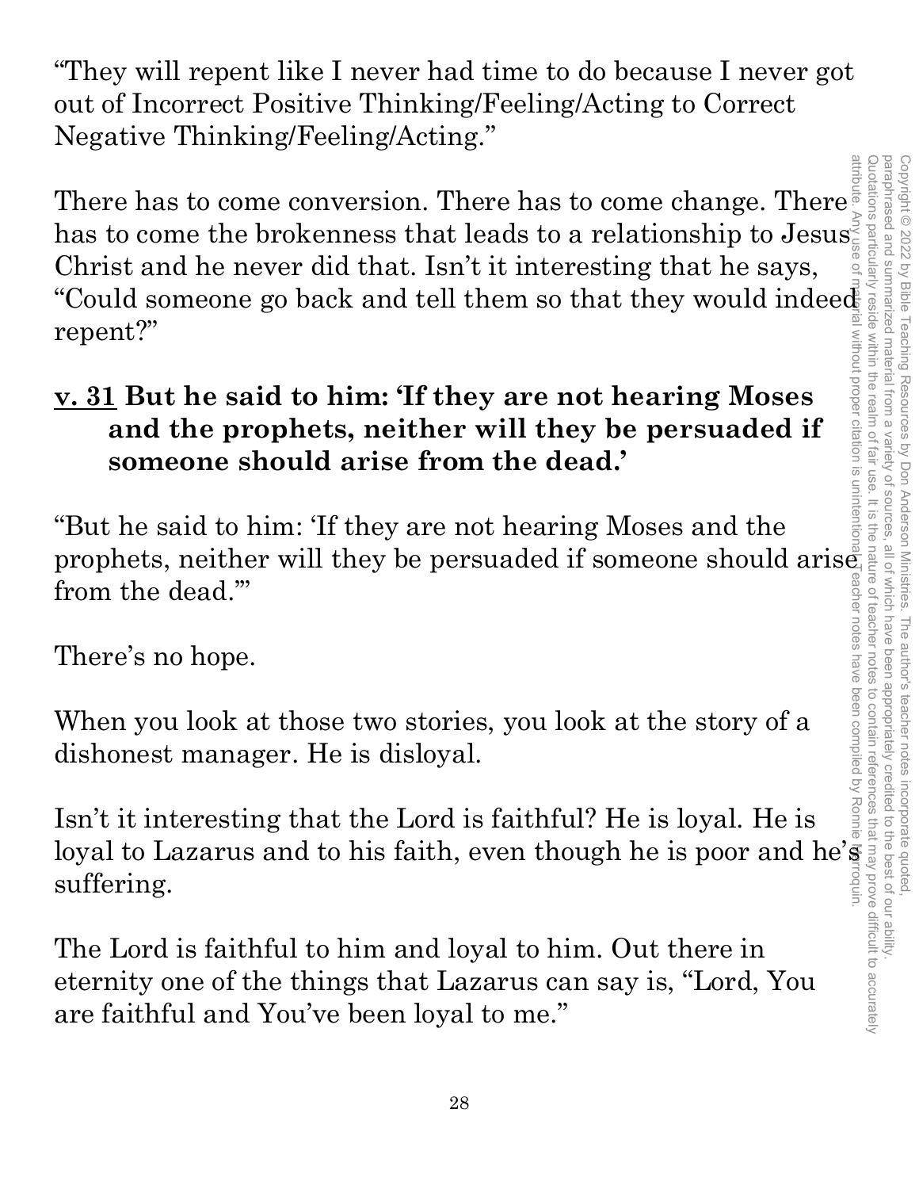"They will repent like I never had time to do because I never got out of Incorrect Positive Thinking/Feeling/Acting to Correct Negative Thinking/Feeling/Acting."

There has to come conversion. There has to come change. There has to come the brokenness that leads to a relationship to Jesus Christ and he never did that. Isn't it interesting that he says, "Could someone go back and tell them so that they would indeed repent?"

**<u>v. 31</u> But he said to him: 'If they are not hearing Moses and the prophets, neither will they be persuaded if someone should arise from the dead.'**

"But he said to him: 'If they are not hearing Moses and the prophets, neither will they be persuaded if someone should arise from the dead.'"

There's no hope.

When you look at those two stories, you look at the story of a dishonest manager. He is disloyal.

Isn't it interesting that the Lord is faithful? He is loyal. He is loyal to Lazarus and to his faith, even though he is poor and he's suffering.

The Lord is faithful to him and loyal to him. Out there in eternity one of the things that Lazarus can say is, "Lord, You are faithful and You've been loyal to me."

Copyright © 2022 by Bible Teaching Resources by Don Anderson Ministries. The author's teacher notes incorporate quoted, paraphrased and summarized material from a variety of sources, all of which have been appropriately credited to the best of our ability. Quotations particularly reside within the realm of fair use. It is the nature of teacher notes to contain references that may prove difficult to accurately attribute. Any use of material without proper citation is unintentional. Teacher notes have been compiled by Ronnie Marroquin.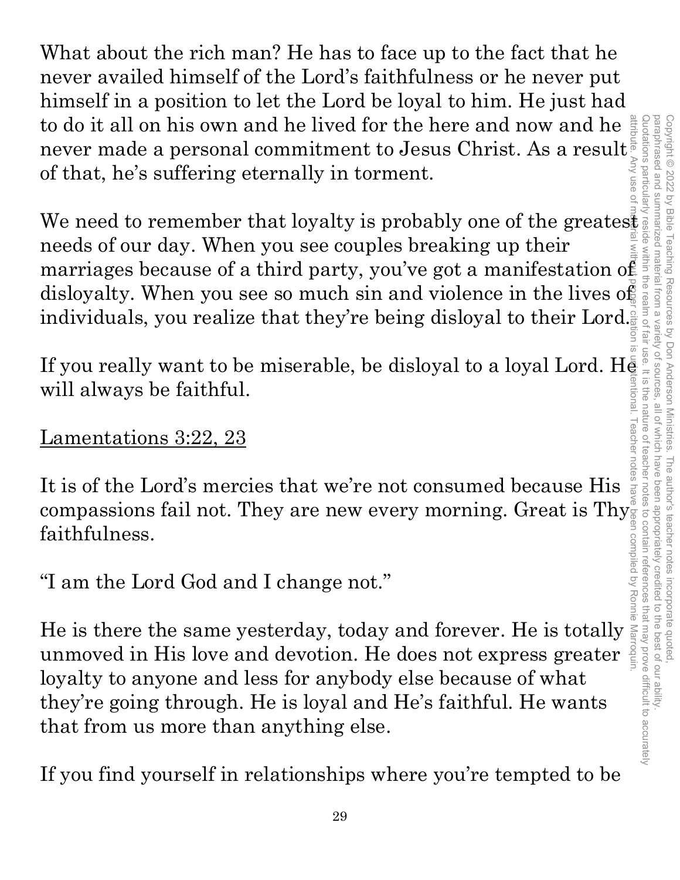What about the rich man? He has to face up to the fact that he never availed himself of the Lord's faithfulness or he never put himself in a position to let the Lord be loyal to him. He just had to do it all on his own and he lived for the here and now and he never made a personal commitment to Jesus Christ. As a result of that, he's suffering eternally in torment.

We need to remember that loyalty is probably one of the greatest needs of our day. When you see couples breaking up their marriages because of a third party, you've got a manifestation of disloyalty. When you see so much sin and violence in the lives of individuals, you realize that they're being disloyal to their Lord.

If you really want to be miserable, be disloyal to a loyal Lord. He will always be faithful.

<u>Lamentations 3:22, 23</u>

It is of the Lord's mercies that we're not consumed because His compassions fail not. They are new every morning. Great is Thy faithfulness.

"I am the Lord God and I change not."

He is there the same yesterday, today and forever. He is totally unmoved in His love and devotion. He does not express greater loyalty to anyone and less for anybody else because of what they're going through. He is loyal and He's faithful. He wants that from us more than anything else.

If you find yourself in relationships where you're tempted to be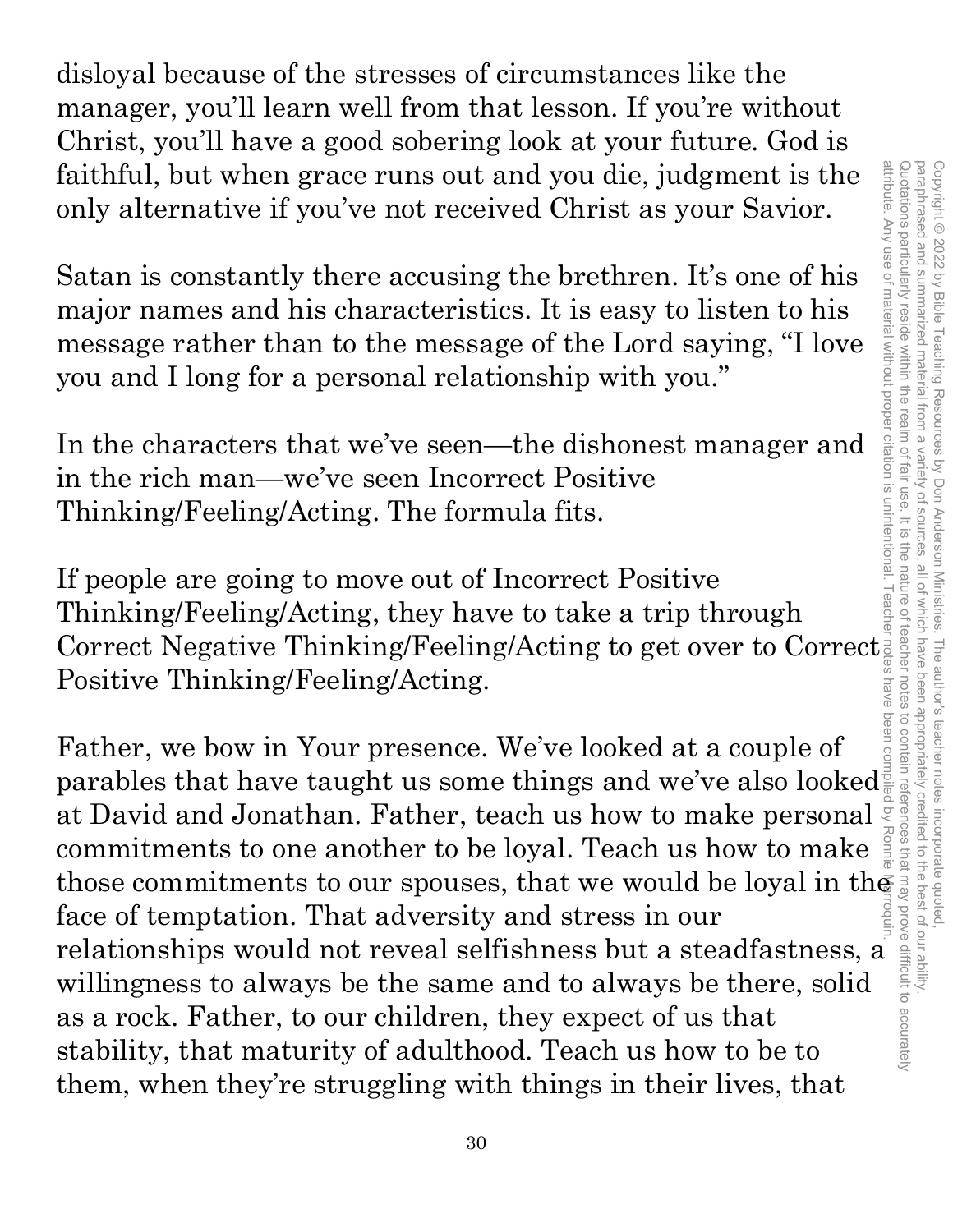disloyal because of the stresses of circumstances like the manager, you'll learn well from that lesson. If you're without Christ, you'll have a good sobering look at your future. God is faithful, but when grace runs out and you die, judgment is the only alternative if you've not received Christ as your Savior.

Satan is constantly there accusing the brethren. It's one of his major names and his characteristics. It is easy to listen to his message rather than to the message of the Lord saying, "I love you and I long for a personal relationship with you."

In the characters that we've seen—the dishonest manager and in the rich man—we've seen Incorrect Positive Thinking/Feeling/Acting. The formula fits.

If people are going to move out of Incorrect Positive Thinking/Feeling/Acting, they have to take a trip through Correct Negative Thinking/Feeling/Acting to get over to Correct Positive Thinking/Feeling/Acting.

Father, we bow in Your presence. We've looked at a couple of parables that have taught us some things and we've also looked at David and Jonathan. Father, teach us how to make personal commitments to one another to be loyal. Teach us how to make those commitments to our spouses, that we would be loyal in the face of temptation. That adversity and stress in our relationships would not reveal selfishness but a steadfastness, a willingness to always be the same and to always be there, solid as a rock. Father, to our children, they expect of us that stability, that maturity of adulthood. Teach us how to be to them, when they're struggling with things in their lives, that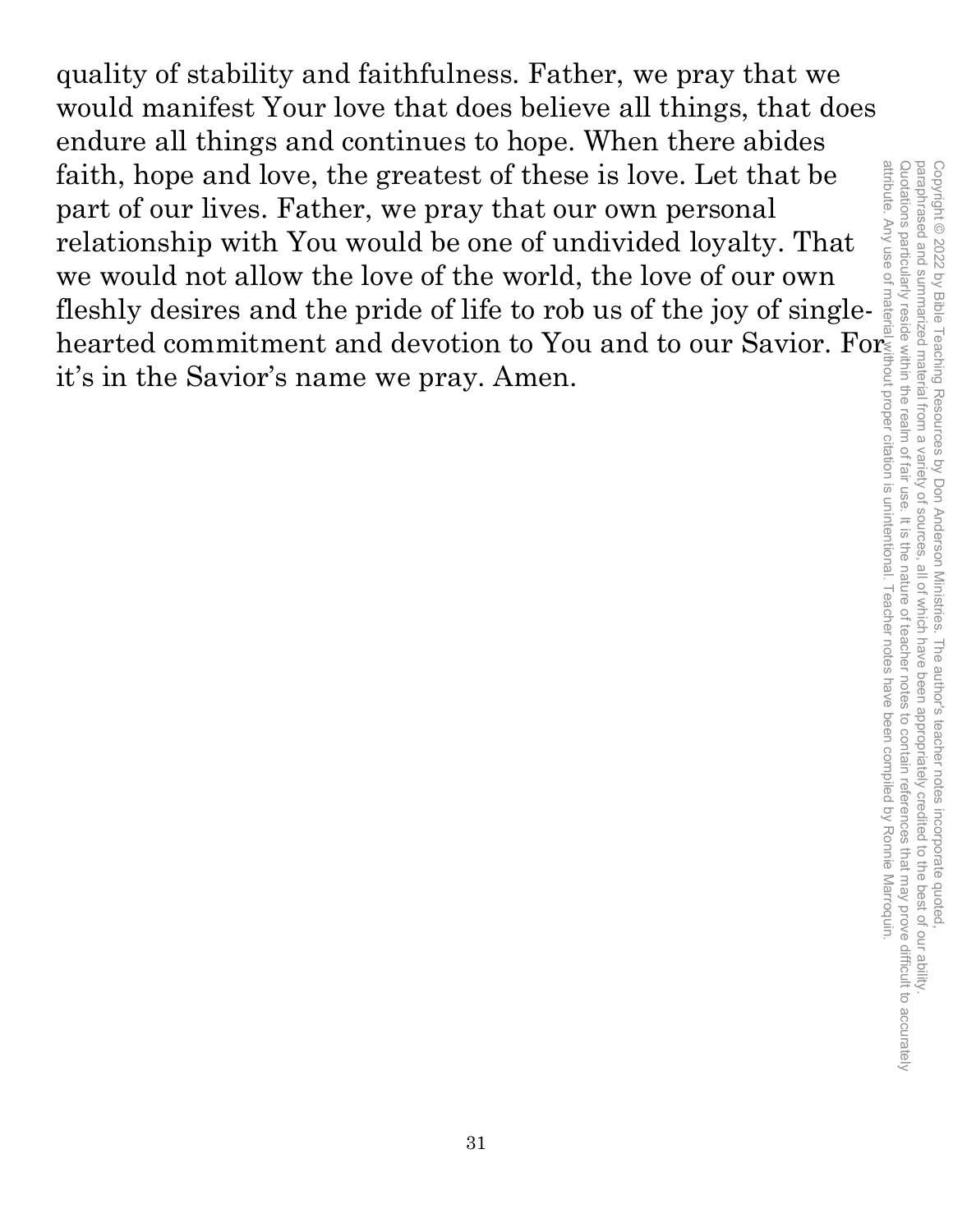quality of stability and faithfulness. Father, we pray that we would manifest Your love that does believe all things, that does endure all things and continues to hope. When there abides faith, hope and love, the greatest of these is love. Let that be part of our lives. Father, we pray that our own personal relationship with You would be one of undivided loyalty. That we would not allow the love of the world, the love of our own fleshly desires and the pride of life to rob us of the joy of single-hearted commitment and devotion to You and to our Savior. For it's in the Savior's name we pray. Amen.

Copyright © 2022 by Bible Teaching Resources by Don Anderson Ministries. The author's teacher notes incorporate quoted, paraphrased and summarized material from a variety of sources, all of which have been appropriately credited to the best of our ability. Quotations particularly reside within the realm of fair use. It is the nature of teacher notes to contain references that may prove difficult to accurately attribute. Any use of material without proper citation is unintentional. Teacher notes have been compiled by Ronnie Marroquin.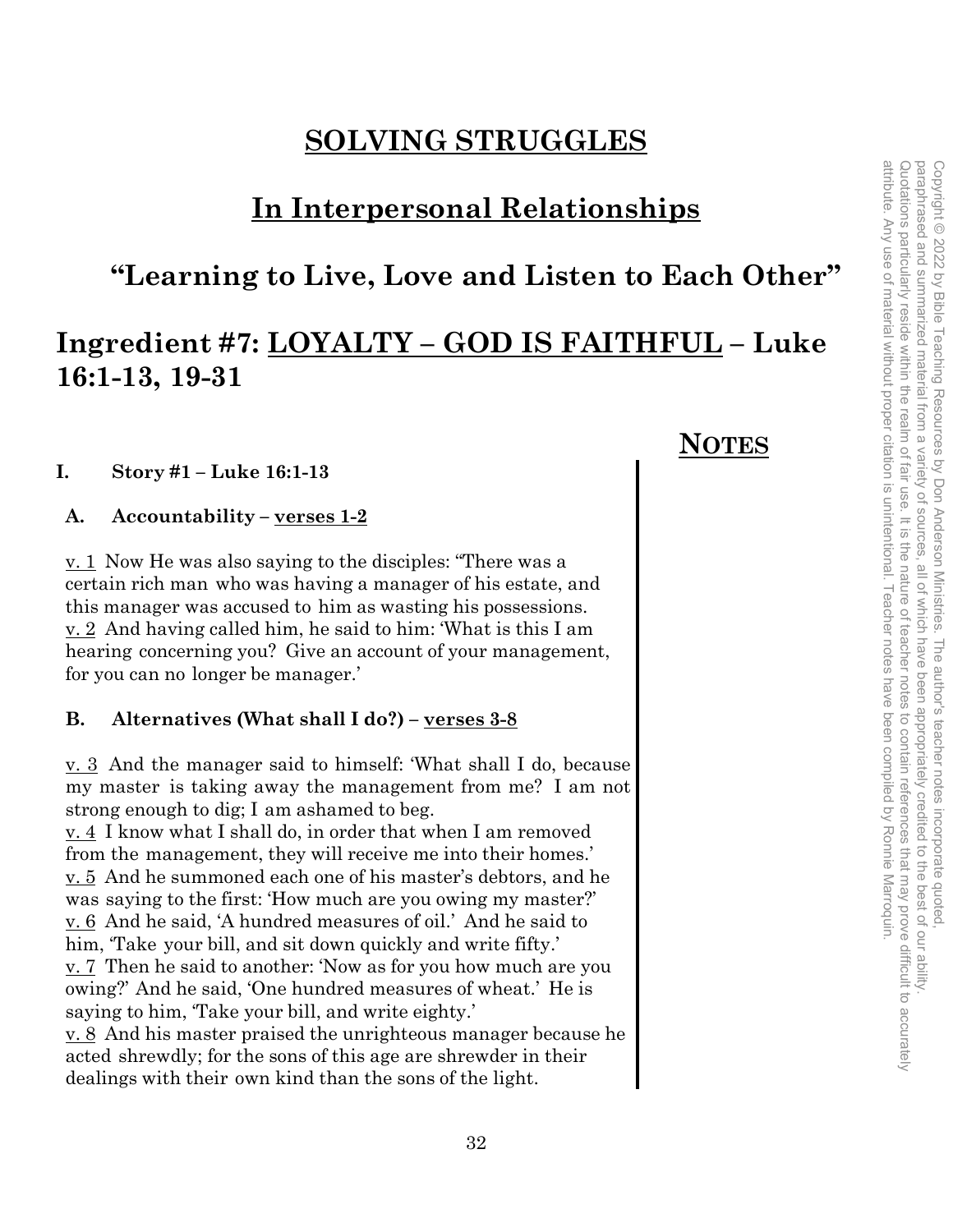# **SOLVING STRUGGLES**

## **In Interpersonal Relationships**

### **"Learning to Live, Love and Listen to Each Other"**

## **Ingredient #7: LOYALTY – GOD IS FAITHFUL – Luke 16:1-13, 19-31**

**NOTES**

**I. Story #1 – Luke 16:1-13**

**A. Accountability – verses 1-2**

v. 1 Now He was also saying to the disciples: "There was a certain rich man who was having a manager of his estate, and this manager was accused to him as wasting his possessions.
v. 2 And having called him, he said to him: 'What is this I am hearing concerning you? Give an account of your management, for you can no longer be manager.'

**B. Alternatives (What shall I do?) – verses 3-8**

v. 3 And the manager said to himself: 'What shall I do, because my master is taking away the management from me? I am not strong enough to dig; I am ashamed to beg.
v. 4 I know what I shall do, in order that when I am removed from the management, they will receive me into their homes.'
v. 5 And he summoned each one of his master's debtors, and he was saying to the first: 'How much are you owing my master?'
v. 6 And he said, 'A hundred measures of oil.' And he said to him, 'Take your bill, and sit down quickly and write fifty.'
v. 7 Then he said to another: 'Now as for you how much are you owing?' And he said, 'One hundred measures of wheat.' He is saying to him, 'Take your bill, and write eighty.'
v. 8 And his master praised the unrighteous manager because he acted shrewdly; for the sons of this age are shrewder in their dealings with their own kind than the sons of the light.

Copyright © 2022 by Bible Teaching Resources by Don Anderson Ministries. The author's teacher notes incorporate quoted, paraphrased and summarized material from a variety of sources, all of which have been appropriately credited to the best of our ability. Quotations particularly reside within the realm of fair use. It is the nature of teacher notes to contain references that may prove difficult to accurately attribute. Any use of material without proper citation is unintentional. Teacher notes have been compiled by Ronnie Marroquin.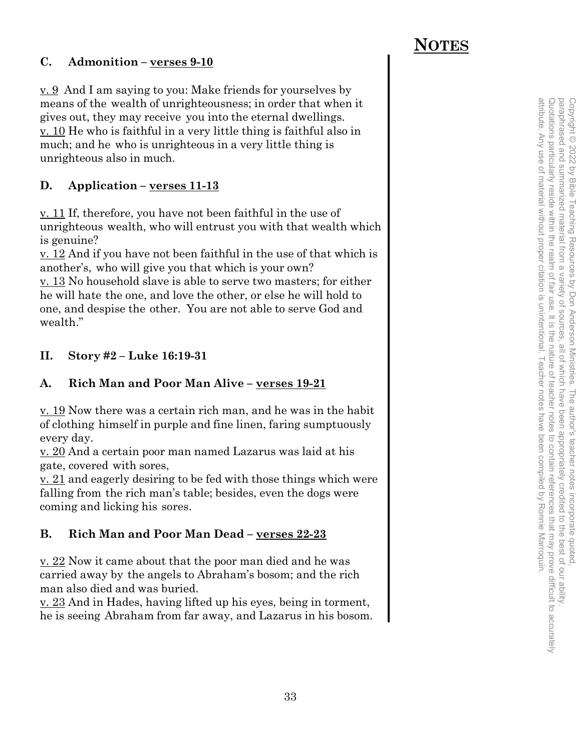### C. Admonition – verses 9-10

v. 9 And I am saying to you: Make friends for yourselves by means of the wealth of unrighteousness; in order that when it gives out, they may receive you into the eternal dwellings.
v. 10 He who is faithful in a very little thing is faithful also in much; and he who is unrighteous in a very little thing is unrighteous also in much.

### D. Application – verses 11-13

v. 11 If, therefore, you have not been faithful in the use of unrighteous wealth, who will entrust you with that wealth which is genuine?
v. 12 And if you have not been faithful in the use of that which is another's, who will give you that which is your own?
v. 13 No household slave is able to serve two masters; for either he will hate the one, and love the other, or else he will hold to one, and despise the other. You are not able to serve God and wealth."

## II. Story #2 – Luke 16:19-31

### A. Rich Man and Poor Man Alive – verses 19-21

v. 19 Now there was a certain rich man, and he was in the habit of clothing himself in purple and fine linen, faring sumptuously every day.
v. 20 And a certain poor man named Lazarus was laid at his gate, covered with sores,
v. 21 and eagerly desiring to be fed with those things which were falling from the rich man's table; besides, even the dogs were coming and licking his sores.

### B. Rich Man and Poor Man Dead – verses 22-23

v. 22 Now it came about that the poor man died and he was carried away by the angels to Abraham's bosom; and the rich man also died and was buried.
v. 23 And in Hades, having lifted up his eyes, being in torment, he is seeing Abraham from far away, and Lazarus in his bosom.

**NOTES**

Copyright © 2022 by Bible Teaching Resources by Don Anderson Ministries. The author's teacher notes incorporate quoted, paraphrased and summarized material from a variety of sources, all of which have been appropriately credited to the best of our ability. Quotations particularly reside within the realm of fair use. It is the nature of teacher notes to contain references that may prove difficult to accurately attribute. Any use of material without proper citation is unintentional. Teacher notes have been compiled by Ronnie Marroquin.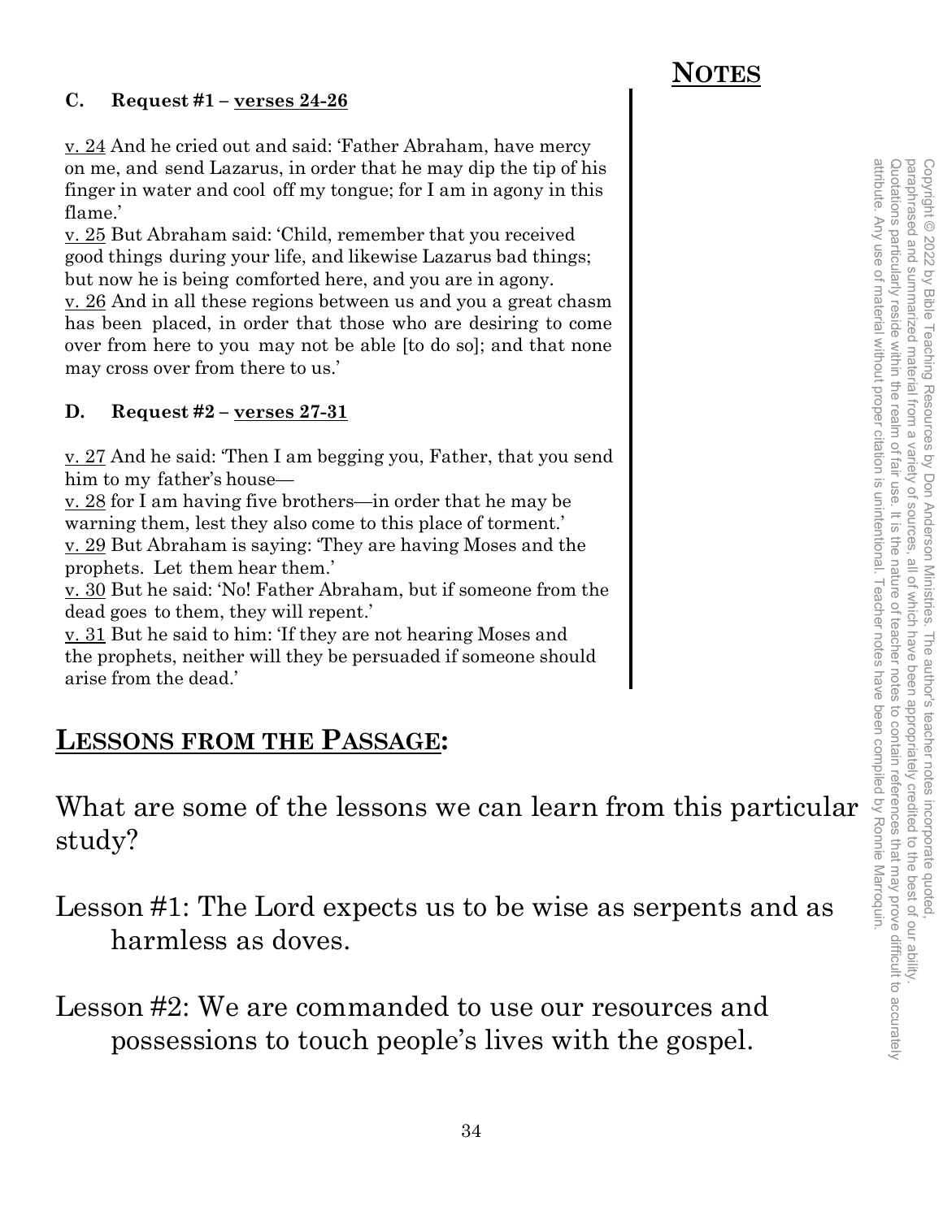## NOTES

### C. Request #1 – verses 24-26

v. 24 And he cried out and said: 'Father Abraham, have mercy on me, and send Lazarus, in order that he may dip the tip of his finger in water and cool off my tongue; for I am in agony in this flame.'

v. 25 But Abraham said: 'Child, remember that you received good things during your life, and likewise Lazarus bad things; but now he is being comforted here, and you are in agony.

v. 26 And in all these regions between us and you a great chasm has been placed, in order that those who are desiring to come over from here to you may not be able [to do so]; and that none may cross over from there to us.'

### D. Request #2 – verses 27-31

v. 27 And he said: 'Then I am begging you, Father, that you send him to my father's house—

v. 28 for I am having five brothers—in order that he may be warning them, lest they also come to this place of torment.'

v. 29 But Abraham is saying: 'They are having Moses and the prophets. Let them hear them.'

v. 30 But he said: 'No! Father Abraham, but if someone from the dead goes to them, they will repent.'

v. 31 But he said to him: 'If they are not hearing Moses and the prophets, neither will they be persuaded if someone should arise from the dead.'

## LESSONS FROM THE PASSAGE:

What are some of the lessons we can learn from this particular study?

Lesson #1: The Lord expects us to be wise as serpents and as harmless as doves.

Lesson #2: We are commanded to use our resources and possessions to touch people's lives with the gospel.

Copyright © 2022 by Bible Teaching Resources by Don Anderson Ministries. The author's teacher notes incorporate quoted, paraphrased and summarized material from a variety of sources, all of which have been appropriately credited to the best of our ability. Quotations particularly reside within the realm of fair use. It is the nature of teacher notes to contain references that may prove difficult to accurately attribute. Any use of material without proper citation is unintentional. Teacher notes have been compiled by Ronnie Marroquin.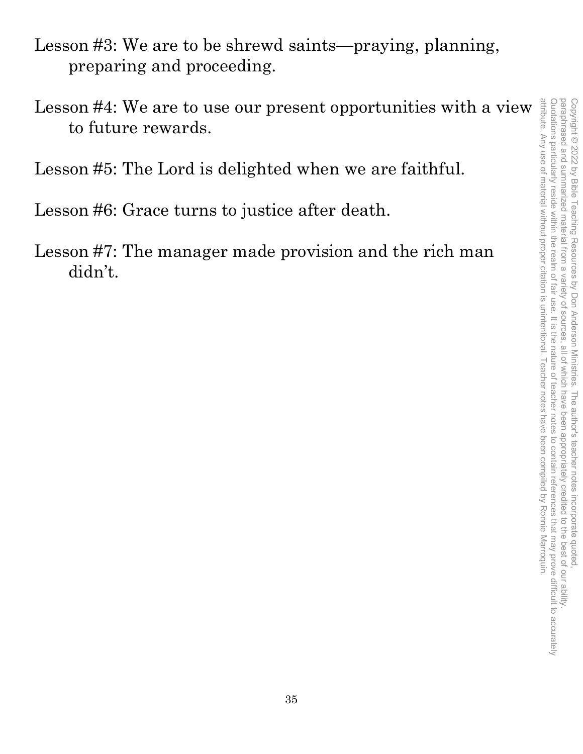Lesson #3: We are to be shrewd saints—praying, planning, preparing and proceeding.

Lesson #4: We are to use our present opportunities with a view to future rewards.

Lesson #5: The Lord is delighted when we are faithful.

Lesson #6: Grace turns to justice after death.

Lesson #7: The manager made provision and the rich man didn't.

Copyright © 2022 by Bible Teaching Resources by Don Anderson Ministries. The author's teacher notes incorporate quoted, paraphrased and summarized material from a variety of sources, all of which have been appropriately credited to the best of our ability. Quotations particularly reside within the realm of fair use. It is the nature of teacher notes to contain references that may prove difficult to accurately attribute. Any use of material without proper citation is unintentional. Teacher notes have been compiled by Ronnie Marroquin.